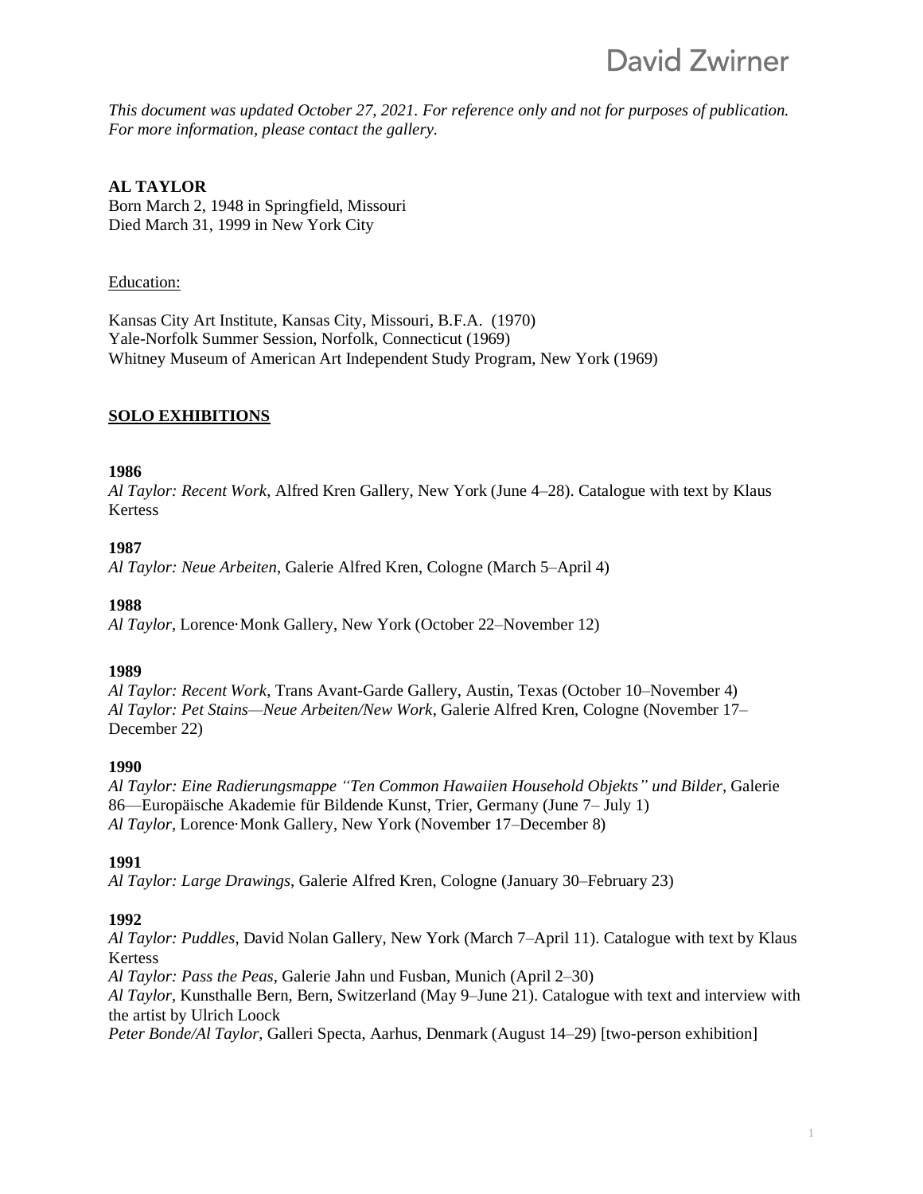*This document was updated October 27, 2021. For reference only and not for purposes of publication. For more information, please contact the gallery.*

**AL TAYLOR**
Born March 2, 1948 in Springfield, Missouri
Died March 31, 1999 in New York City

Education:

Kansas City Art Institute, Kansas City, Missouri, B.F.A. (1970)
Yale-Norfolk Summer Session, Norfolk, Connecticut (1969)
Whitney Museum of American Art Independent Study Program, New York (1969)

## SOLO EXHIBITIONS

**1986**
*Al Taylor: Recent Work*, Alfred Kren Gallery, New York (June 4–28). Catalogue with text by Klaus Kertess

**1987**
*Al Taylor: Neue Arbeiten*, Galerie Alfred Kren, Cologne (March 5–April 4)

**1988**
*Al Taylor*, Lorence·Monk Gallery, New York (October 22–November 12)

**1989**
*Al Taylor: Recent Work*, Trans Avant-Garde Gallery, Austin, Texas (October 10–November 4)
*Al Taylor: Pet Stains—Neue Arbeiten/New Work*, Galerie Alfred Kren, Cologne (November 17–December 22)

**1990**
*Al Taylor: Eine Radierungsmappe "Ten Common Hawaiien Household Objekts" und Bilder*, Galerie 86—Europäische Akademie für Bildende Kunst, Trier, Germany (June 7– July 1)
*Al Taylor*, Lorence·Monk Gallery, New York (November 17–December 8)

**1991**
*Al Taylor: Large Drawings*, Galerie Alfred Kren, Cologne (January 30–February 23)

**1992**
*Al Taylor: Puddles*, David Nolan Gallery, New York (March 7–April 11). Catalogue with text by Klaus Kertess
*Al Taylor: Pass the Peas*, Galerie Jahn und Fusban, Munich (April 2–30)
*Al Taylor*, Kunsthalle Bern, Bern, Switzerland (May 9–June 21). Catalogue with text and interview with the artist by Ulrich Loock
*Peter Bonde/Al Taylor*, Galleri Specta, Aarhus, Denmark (August 14–29) [two-person exhibition]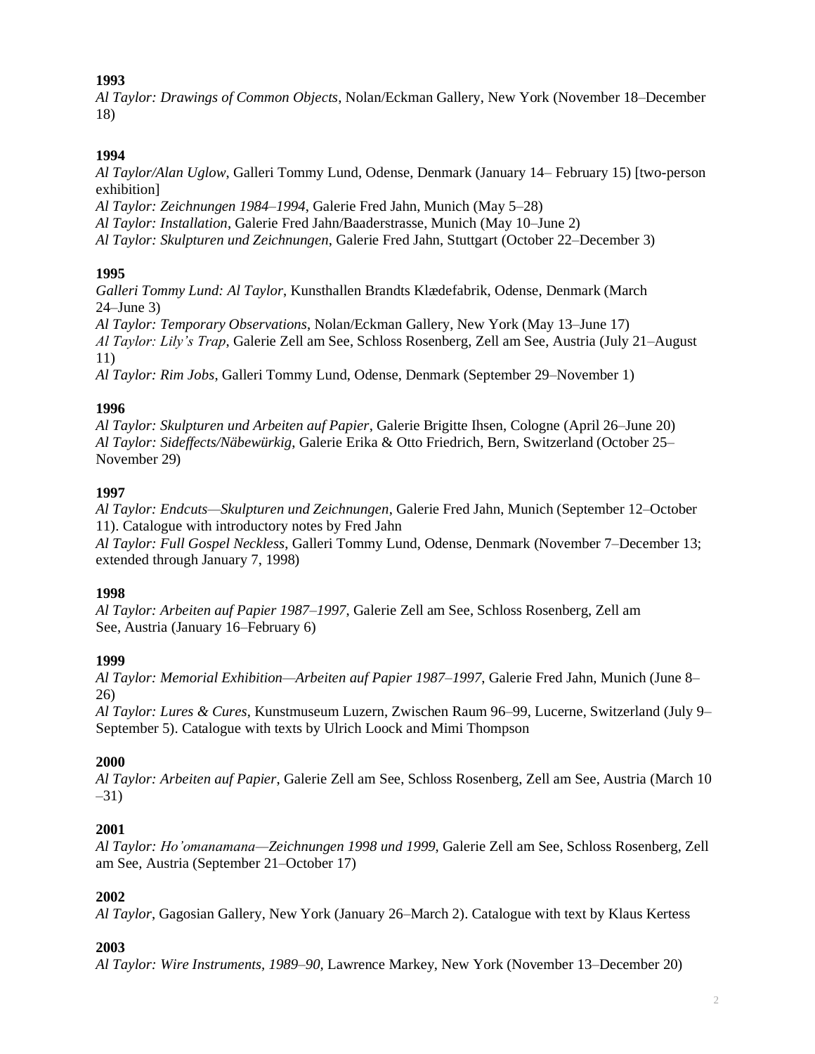**1993**

*Al Taylor: Drawings of Common Objects*, Nolan/Eckman Gallery, New York (November 18–December 18)

**1994**

*Al Taylor/Alan Uglow*, Galleri Tommy Lund, Odense, Denmark (January 14– February 15) [two-person exhibition]
*Al Taylor: Zeichnungen 1984–1994*, Galerie Fred Jahn, Munich (May 5–28)
*Al Taylor: Installation*, Galerie Fred Jahn/Baaderstrasse, Munich (May 10–June 2)
*Al Taylor: Skulpturen und Zeichnungen*, Galerie Fred Jahn, Stuttgart (October 22–December 3)

**1995**

*Galleri Tommy Lund: Al Taylor*, Kunsthallen Brandts Klædefabrik, Odense, Denmark (March 24–June 3)
*Al Taylor: Temporary Observations*, Nolan/Eckman Gallery, New York (May 13–June 17)
*Al Taylor: Lily's Trap*, Galerie Zell am See, Schloss Rosenberg, Zell am See, Austria (July 21–August 11)
*Al Taylor: Rim Jobs*, Galleri Tommy Lund, Odense, Denmark (September 29–November 1)

**1996**

*Al Taylor: Skulpturen und Arbeiten auf Papier*, Galerie Brigitte Ihsen, Cologne (April 26–June 20)
*Al Taylor: Sideffects/Näbewürkig*, Galerie Erika & Otto Friedrich, Bern, Switzerland (October 25–November 29)

**1997**

*Al Taylor: Endcuts—Skulpturen und Zeichnungen*, Galerie Fred Jahn, Munich (September 12–October 11). Catalogue with introductory notes by Fred Jahn
*Al Taylor: Full Gospel Neckless*, Galleri Tommy Lund, Odense, Denmark (November 7–December 13; extended through January 7, 1998)

**1998**

*Al Taylor: Arbeiten auf Papier 1987–1997*, Galerie Zell am See, Schloss Rosenberg, Zell am See, Austria (January 16–February 6)

**1999**

*Al Taylor: Memorial Exhibition—Arbeiten auf Papier 1987–1997*, Galerie Fred Jahn, Munich (June 8–26)
*Al Taylor: Lures & Cures*, Kunstmuseum Luzern, Zwischen Raum 96–99, Lucerne, Switzerland (July 9–September 5). Catalogue with texts by Ulrich Loock and Mimi Thompson

**2000**

*Al Taylor: Arbeiten auf Papier*, Galerie Zell am See, Schloss Rosenberg, Zell am See, Austria (March 10–31)

**2001**

*Al Taylor: Ho'omanamana—Zeichnungen 1998 und 1999*, Galerie Zell am See, Schloss Rosenberg, Zell am See, Austria (September 21–October 17)

**2002**

*Al Taylor*, Gagosian Gallery, New York (January 26–March 2). Catalogue with text by Klaus Kertess

**2003**

*Al Taylor: Wire Instruments, 1989–90,* Lawrence Markey, New York (November 13–December 20)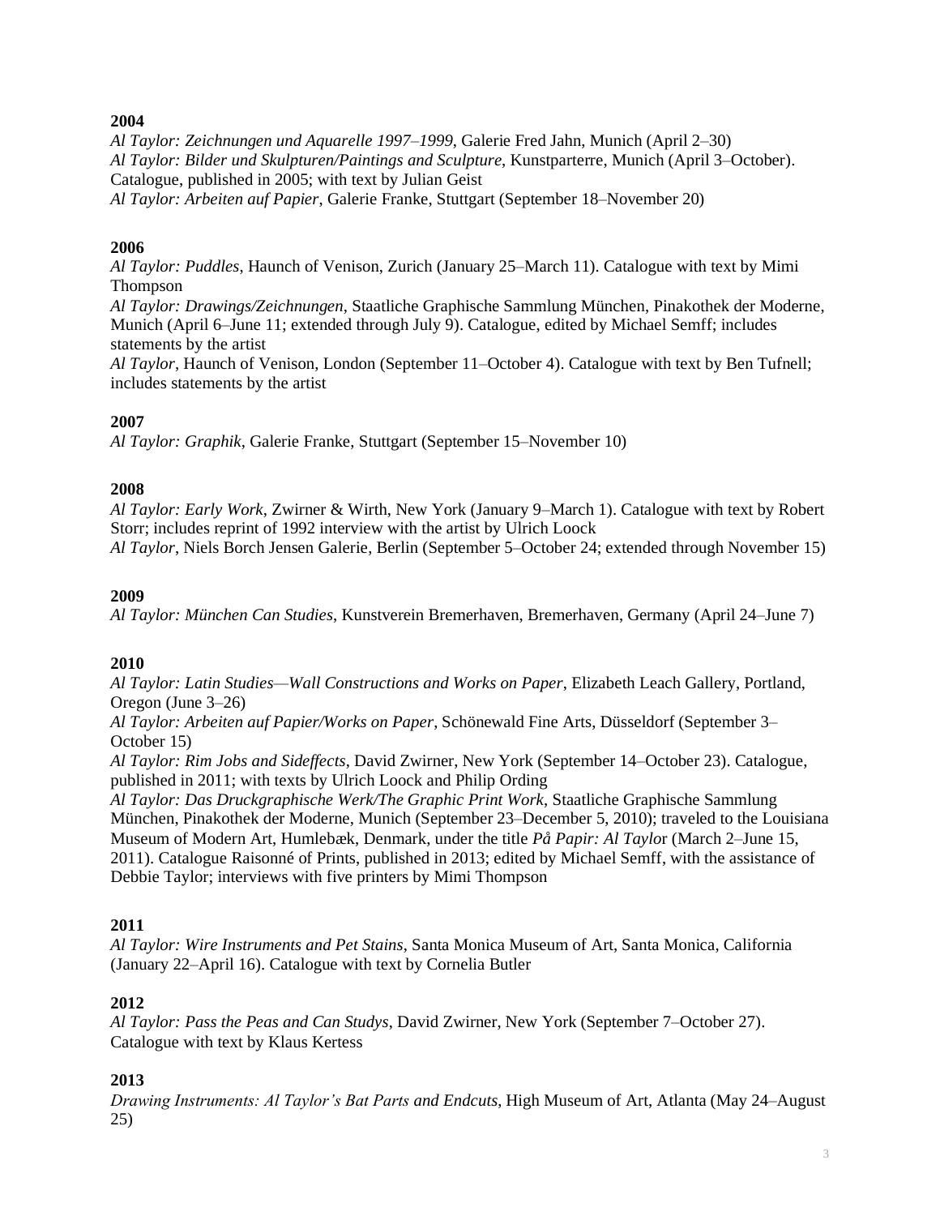**2004**

*Al Taylor: Zeichnungen und Aquarelle 1997–1999*, Galerie Fred Jahn, Munich (April 2–30)
*Al Taylor: Bilder und Skulpturen/Paintings and Sculpture*, Kunstparterre, Munich (April 3–October). Catalogue, published in 2005; with text by Julian Geist
*Al Taylor: Arbeiten auf Papier*, Galerie Franke, Stuttgart (September 18–November 20)

**2006**

*Al Taylor: Puddles*, Haunch of Venison, Zurich (January 25–March 11). Catalogue with text by Mimi Thompson
*Al Taylor: Drawings/Zeichnungen*, Staatliche Graphische Sammlung München, Pinakothek der Moderne, Munich (April 6–June 11; extended through July 9). Catalogue, edited by Michael Semff; includes statements by the artist
*Al Taylor*, Haunch of Venison, London (September 11–October 4). Catalogue with text by Ben Tufnell; includes statements by the artist

**2007**

*Al Taylor: Graphik*, Galerie Franke, Stuttgart (September 15–November 10)

**2008**

*Al Taylor: Early Work*, Zwirner & Wirth, New York (January 9–March 1). Catalogue with text by Robert Storr; includes reprint of 1992 interview with the artist by Ulrich Loock
*Al Taylor*, Niels Borch Jensen Galerie, Berlin (September 5–October 24; extended through November 15)

**2009**

*Al Taylor: München Can Studies*, Kunstverein Bremerhaven, Bremerhaven, Germany (April 24–June 7)

**2010**

*Al Taylor: Latin Studies—Wall Constructions and Works on Paper*, Elizabeth Leach Gallery, Portland, Oregon (June 3–26)
*Al Taylor: Arbeiten auf Papier/Works on Paper*, Schönewald Fine Arts, Düsseldorf (September 3–October 15)
*Al Taylor: Rim Jobs and Sideffects*, David Zwirner, New York (September 14–October 23). Catalogue, published in 2011; with texts by Ulrich Loock and Philip Ording
*Al Taylor: Das Druckgraphische Werk/The Graphic Print Work*, Staatliche Graphische Sammlung München, Pinakothek der Moderne, Munich (September 23–December 5, 2010); traveled to the Louisiana Museum of Modern Art, Humlebæk, Denmark, under the title *På Papir: Al Taylo*r (March 2–June 15, 2011). Catalogue Raisonné of Prints, published in 2013; edited by Michael Semff, with the assistance of Debbie Taylor; interviews with five printers by Mimi Thompson

**2011**

*Al Taylor: Wire Instruments and Pet Stains*, Santa Monica Museum of Art, Santa Monica, California (January 22–April 16). Catalogue with text by Cornelia Butler

**2012**

*Al Taylor: Pass the Peas and Can Studys*, David Zwirner, New York (September 7–October 27). Catalogue with text by Klaus Kertess

**2013**

*Drawing Instruments: Al Taylor's Bat Parts and Endcuts*, High Museum of Art, Atlanta (May 24–August 25)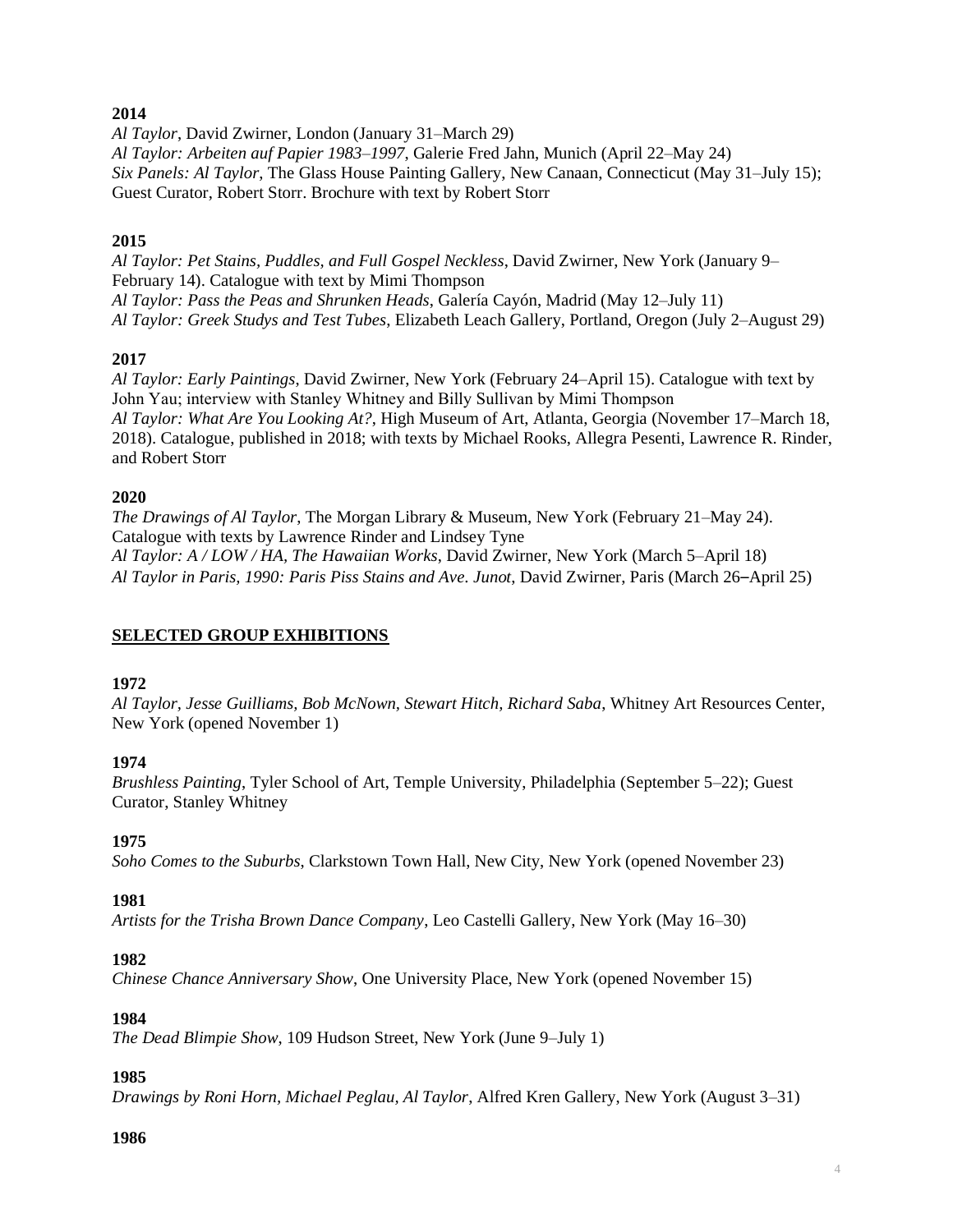**2014**

*Al Taylor*, David Zwirner, London (January 31–March 29)
*Al Taylor: Arbeiten auf Papier 1983–1997*, Galerie Fred Jahn, Munich (April 22–May 24)
*Six Panels: Al Taylor*, The Glass House Painting Gallery, New Canaan, Connecticut (May 31–July 15); Guest Curator, Robert Storr. Brochure with text by Robert Storr

**2015**

*Al Taylor: Pet Stains, Puddles, and Full Gospel Neckless*, David Zwirner, New York (January 9–February 14). Catalogue with text by Mimi Thompson
*Al Taylor: Pass the Peas and Shrunken Heads*, Galería Cayón, Madrid (May 12–July 11)
*Al Taylor: Greek Studys and Test Tubes*, Elizabeth Leach Gallery, Portland, Oregon (July 2–August 29)

**2017**

*Al Taylor: Early Paintings*, David Zwirner, New York (February 24–April 15). Catalogue with text by John Yau; interview with Stanley Whitney and Billy Sullivan by Mimi Thompson
*Al Taylor: What Are You Looking At?*, High Museum of Art, Atlanta, Georgia (November 17–March 18, 2018). Catalogue, published in 2018; with texts by Michael Rooks, Allegra Pesenti, Lawrence R. Rinder, and Robert Storr

**2020**

*The Drawings of Al Taylor*, The Morgan Library & Museum, New York (February 21–May 24). Catalogue with texts by Lawrence Rinder and Lindsey Tyne
*Al Taylor: A / LOW / HA, The Hawaiian Works*, David Zwirner, New York (March 5–April 18)
*Al Taylor in Paris, 1990: Paris Piss Stains and Ave. Junot*, David Zwirner, Paris (March 26–April 25)

## SELECTED GROUP EXHIBITIONS

**1972**

*Al Taylor, Jesse Guilliams, Bob McNown, Stewart Hitch, Richard Saba*, Whitney Art Resources Center, New York (opened November 1)

**1974**

*Brushless Painting*, Tyler School of Art, Temple University, Philadelphia (September 5–22); Guest Curator, Stanley Whitney

**1975**

*Soho Comes to the Suburbs*, Clarkstown Town Hall, New City, New York (opened November 23)

**1981**

*Artists for the Trisha Brown Dance Company*, Leo Castelli Gallery, New York (May 16–30)

**1982**

*Chinese Chance Anniversary Show*, One University Place, New York (opened November 15)

**1984**

*The Dead Blimpie Show*, 109 Hudson Street, New York (June 9–July 1)

**1985**

*Drawings by Roni Horn, Michael Peglau, Al Taylor*, Alfred Kren Gallery, New York (August 3–31)

**1986**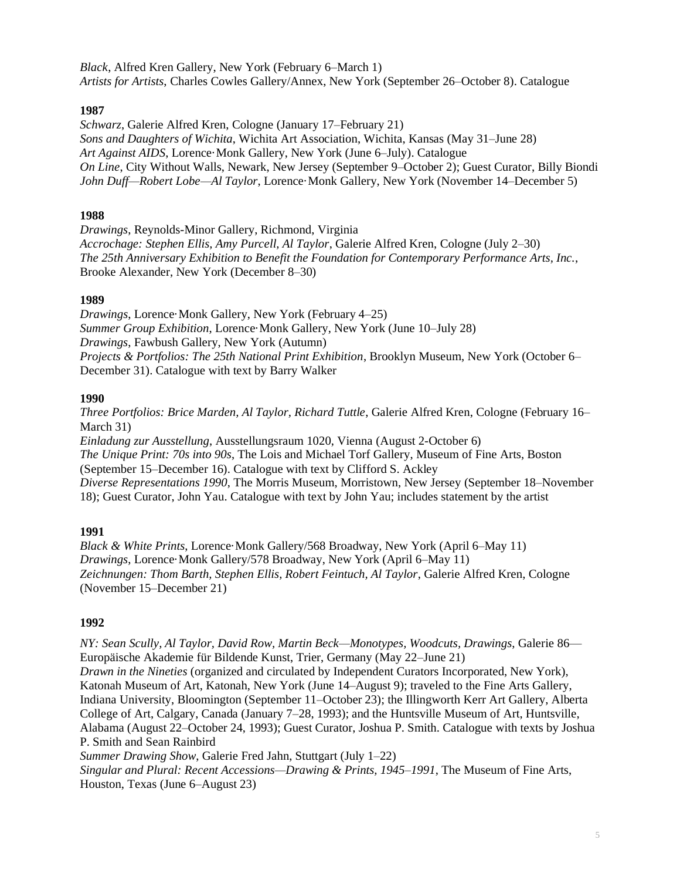*Black*, Alfred Kren Gallery, New York (February 6–March 1)
*Artists for Artists*, Charles Cowles Gallery/Annex, New York (September 26–October 8). Catalogue

**1987**

*Schwarz*, Galerie Alfred Kren, Cologne (January 17–February 21)
*Sons and Daughters of Wichita*, Wichita Art Association, Wichita, Kansas (May 31–June 28)
*Art Against AIDS*, Lorence·Monk Gallery, New York (June 6–July). Catalogue
*On Line*, City Without Walls, Newark, New Jersey (September 9–October 2); Guest Curator, Billy Biondi
*John Duff—Robert Lobe—Al Taylor*, Lorence·Monk Gallery, New York (November 14–December 5)

**1988**

*Drawings*, Reynolds-Minor Gallery, Richmond, Virginia
*Accrochage: Stephen Ellis, Amy Purcell, Al Taylor*, Galerie Alfred Kren, Cologne (July 2–30)
*The 25th Anniversary Exhibition to Benefit the Foundation for Contemporary Performance Arts, Inc.*, Brooke Alexander, New York (December 8–30)

**1989**

*Drawings*, Lorence·Monk Gallery, New York (February 4–25)
*Summer Group Exhibition*, Lorence·Monk Gallery, New York (June 10–July 28)
*Drawings*, Fawbush Gallery, New York (Autumn)
*Projects & Portfolios: The 25th National Print Exhibition*, Brooklyn Museum, New York (October 6–December 31). Catalogue with text by Barry Walker

**1990**

*Three Portfolios: Brice Marden, Al Taylor, Richard Tuttle*, Galerie Alfred Kren, Cologne (February 16–March 31)
*Einladung zur Ausstellung*, Ausstellungsraum 1020, Vienna (August 2-October 6)
*The Unique Print: 70s into 90s*, The Lois and Michael Torf Gallery, Museum of Fine Arts, Boston (September 15–December 16). Catalogue with text by Clifford S. Ackley
*Diverse Representations 1990*, The Morris Museum, Morristown, New Jersey (September 18–November 18); Guest Curator, John Yau. Catalogue with text by John Yau; includes statement by the artist

**1991**

*Black & White Prints*, Lorence·Monk Gallery/568 Broadway, New York (April 6–May 11)
*Drawings*, Lorence·Monk Gallery/578 Broadway, New York (April 6–May 11)
*Zeichnungen: Thom Barth, Stephen Ellis, Robert Feintuch, Al Taylor*, Galerie Alfred Kren, Cologne (November 15–December 21)

**1992**

*NY: Sean Scully, Al Taylor, David Row, Martin Beck—Monotypes, Woodcuts, Drawings*, Galerie 86—Europäische Akademie für Bildende Kunst, Trier, Germany (May 22–June 21)
*Drawn in the Nineties* (organized and circulated by Independent Curators Incorporated, New York), Katonah Museum of Art, Katonah, New York (June 14–August 9); traveled to the Fine Arts Gallery, Indiana University, Bloomington (September 11–October 23); the Illingworth Kerr Art Gallery, Alberta College of Art, Calgary, Canada (January 7–28, 1993); and the Huntsville Museum of Art, Huntsville, Alabama (August 22–October 24, 1993); Guest Curator, Joshua P. Smith. Catalogue with texts by Joshua P. Smith and Sean Rainbird
*Summer Drawing Show*, Galerie Fred Jahn, Stuttgart (July 1–22)
*Singular and Plural: Recent Accessions—Drawing & Prints, 1945–1991*, The Museum of Fine Arts, Houston, Texas (June 6–August 23)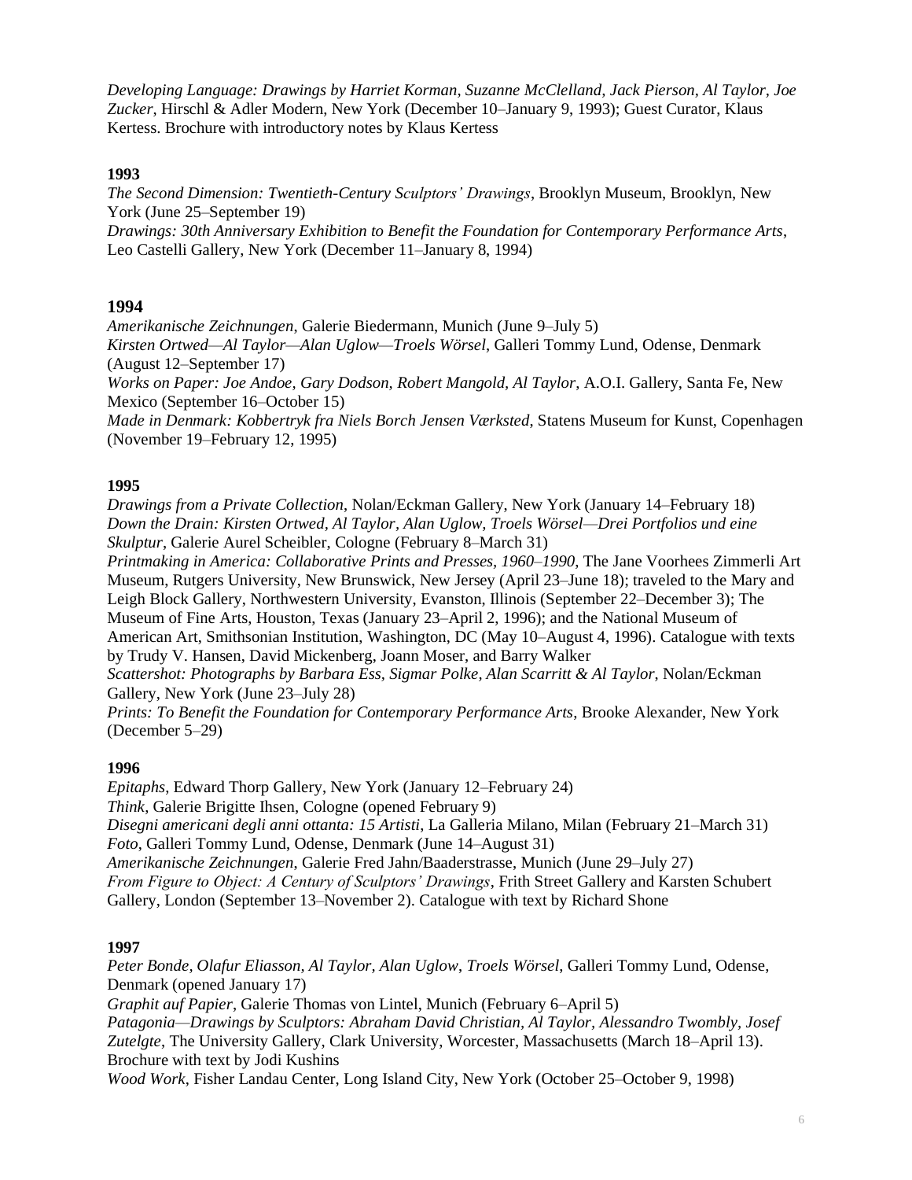*Developing Language: Drawings by Harriet Korman, Suzanne McClelland, Jack Pierson, Al Taylor, Joe Zucker*, Hirschl & Adler Modern, New York (December 10–January 9, 1993); Guest Curator, Klaus Kertess. Brochure with introductory notes by Klaus Kertess

**1993**

*The Second Dimension: Twentieth-Century Sculptors' Drawings*, Brooklyn Museum, Brooklyn, New York (June 25–September 19)
*Drawings: 30th Anniversary Exhibition to Benefit the Foundation for Contemporary Performance Arts*, Leo Castelli Gallery, New York (December 11–January 8, 1994)

**1994**

*Amerikanische Zeichnungen*, Galerie Biedermann, Munich (June 9–July 5)
*Kirsten Ortwed—Al Taylor—Alan Uglow—Troels Wörsel*, Galleri Tommy Lund, Odense, Denmark (August 12–September 17)
*Works on Paper: Joe Andoe, Gary Dodson, Robert Mangold, Al Taylor*, A.O.I. Gallery, Santa Fe, New Mexico (September 16–October 15)
*Made in Denmark: Kobbertryk fra Niels Borch Jensen Værksted*, Statens Museum for Kunst, Copenhagen (November 19–February 12, 1995)

**1995**

*Drawings from a Private Collection*, Nolan/Eckman Gallery, New York (January 14–February 18)
*Down the Drain: Kirsten Ortwed, Al Taylor, Alan Uglow, Troels Wörsel—Drei Portfolios und eine Skulptur*, Galerie Aurel Scheibler, Cologne (February 8–March 31)
*Printmaking in America: Collaborative Prints and Presses, 1960–1990*, The Jane Voorhees Zimmerli Art Museum, Rutgers University, New Brunswick, New Jersey (April 23–June 18); traveled to the Mary and Leigh Block Gallery, Northwestern University, Evanston, Illinois (September 22–December 3); The Museum of Fine Arts, Houston, Texas (January 23–April 2, 1996); and the National Museum of American Art, Smithsonian Institution, Washington, DC (May 10–August 4, 1996). Catalogue with texts by Trudy V. Hansen, David Mickenberg, Joann Moser, and Barry Walker
*Scattershot: Photographs by Barbara Ess, Sigmar Polke, Alan Scarritt & Al Taylor*, Nolan/Eckman Gallery, New York (June 23–July 28)
*Prints: To Benefit the Foundation for Contemporary Performance Arts*, Brooke Alexander, New York (December 5–29)

**1996**

*Epitaphs*, Edward Thorp Gallery, New York (January 12–February 24)
*Think*, Galerie Brigitte Ihsen, Cologne (opened February 9)
*Disegni americani degli anni ottanta: 15 Artisti*, La Galleria Milano, Milan (February 21–March 31)
*Foto*, Galleri Tommy Lund, Odense, Denmark (June 14–August 31)
*Amerikanische Zeichnungen*, Galerie Fred Jahn/Baaderstrasse, Munich (June 29–July 27)
*From Figure to Object: A Century of Sculptors' Drawings*, Frith Street Gallery and Karsten Schubert Gallery, London (September 13–November 2). Catalogue with text by Richard Shone

**1997**

*Peter Bonde, Olafur Eliasson, Al Taylor, Alan Uglow, Troels Wörsel*, Galleri Tommy Lund, Odense, Denmark (opened January 17)
*Graphit auf Papier*, Galerie Thomas von Lintel, Munich (February 6–April 5)
*Patagonia—Drawings by Sculptors: Abraham David Christian, Al Taylor, Alessandro Twombly, Josef Zutelgte*, The University Gallery, Clark University, Worcester, Massachusetts (March 18–April 13). Brochure with text by Jodi Kushins
*Wood Work*, Fisher Landau Center, Long Island City, New York (October 25–October 9, 1998)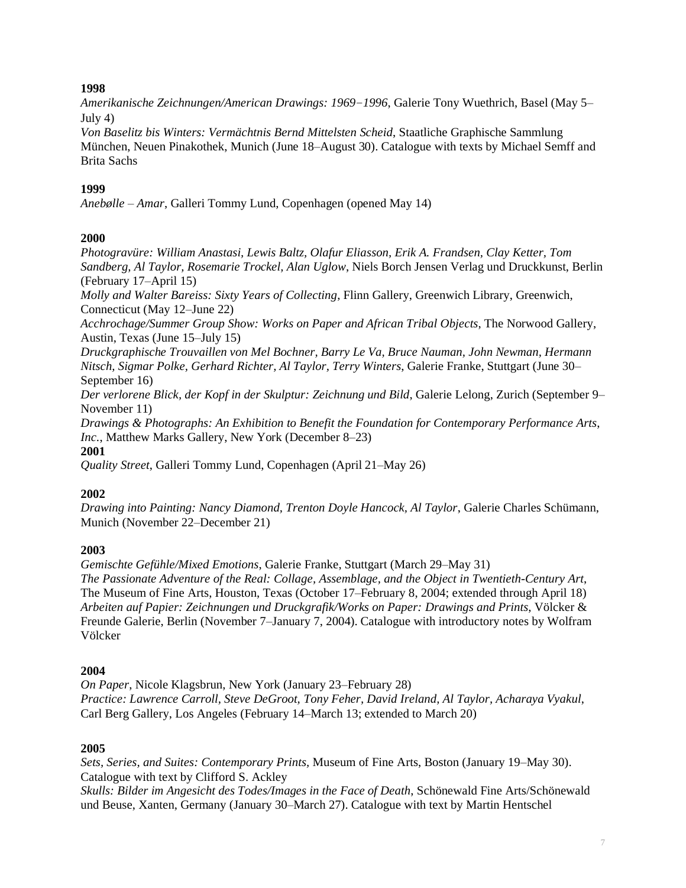**1998**

*Amerikanische Zeichnungen/American Drawings: 1969−1996*, Galerie Tony Wuethrich, Basel (May 5–July 4)

*Von Baselitz bis Winters: Vermächtnis Bernd Mittelsten Scheid*, Staatliche Graphische Sammlung München, Neuen Pinakothek, Munich (June 18–August 30). Catalogue with texts by Michael Semff and Brita Sachs

**1999**

*Anebølle – Amar*, Galleri Tommy Lund, Copenhagen (opened May 14)

**2000**

*Photogravüre: William Anastasi, Lewis Baltz, Olafur Eliasson, Erik A. Frandsen, Clay Ketter, Tom Sandberg, Al Taylor, Rosemarie Trockel, Alan Uglow*, Niels Borch Jensen Verlag und Druckkunst, Berlin (February 17–April 15)

*Molly and Walter Bareiss: Sixty Years of Collecting*, Flinn Gallery, Greenwich Library, Greenwich, Connecticut (May 12–June 22)

*Acchrochage/Summer Group Show: Works on Paper and African Tribal Objects*, The Norwood Gallery, Austin, Texas (June 15–July 15)

*Druckgraphische Trouvaillen von Mel Bochner, Barry Le Va, Bruce Nauman, John Newman, Hermann Nitsch, Sigmar Polke, Gerhard Richter, Al Taylor, Terry Winters*, Galerie Franke, Stuttgart (June 30–September 16)

*Der verlorene Blick, der Kopf in der Skulptur: Zeichnung und Bild*, Galerie Lelong, Zurich (September 9–November 11)

*Drawings & Photographs: An Exhibition to Benefit the Foundation for Contemporary Performance Arts, Inc.*, Matthew Marks Gallery, New York (December 8–23)

**2001**

*Quality Street*, Galleri Tommy Lund, Copenhagen (April 21–May 26)

**2002**

*Drawing into Painting: Nancy Diamond, Trenton Doyle Hancock, Al Taylor*, Galerie Charles Schümann, Munich (November 22–December 21)

**2003**

*Gemischte Gefühle/Mixed Emotions*, Galerie Franke, Stuttgart (March 29–May 31)

*The Passionate Adventure of the Real: Collage, Assemblage, and the Object in Twentieth-Century Art*, The Museum of Fine Arts, Houston, Texas (October 17–February 8, 2004; extended through April 18)

*Arbeiten auf Papier: Zeichnungen und Druckgrafik/Works on Paper: Drawings and Prints*, Völcker & Freunde Galerie, Berlin (November 7–January 7, 2004). Catalogue with introductory notes by Wolfram Völcker

**2004**

*On Paper*, Nicole Klagsbrun, New York (January 23–February 28)

*Practice: Lawrence Carroll, Steve DeGroot, Tony Feher, David Ireland, Al Taylor, Acharaya Vyakul*, Carl Berg Gallery, Los Angeles (February 14–March 13; extended to March 20)

**2005**

*Sets, Series, and Suites: Contemporary Prints*, Museum of Fine Arts, Boston (January 19–May 30). Catalogue with text by Clifford S. Ackley

*Skulls: Bilder im Angesicht des Todes/Images in the Face of Death*, Schönewald Fine Arts/Schönewald und Beuse, Xanten, Germany (January 30–March 27). Catalogue with text by Martin Hentschel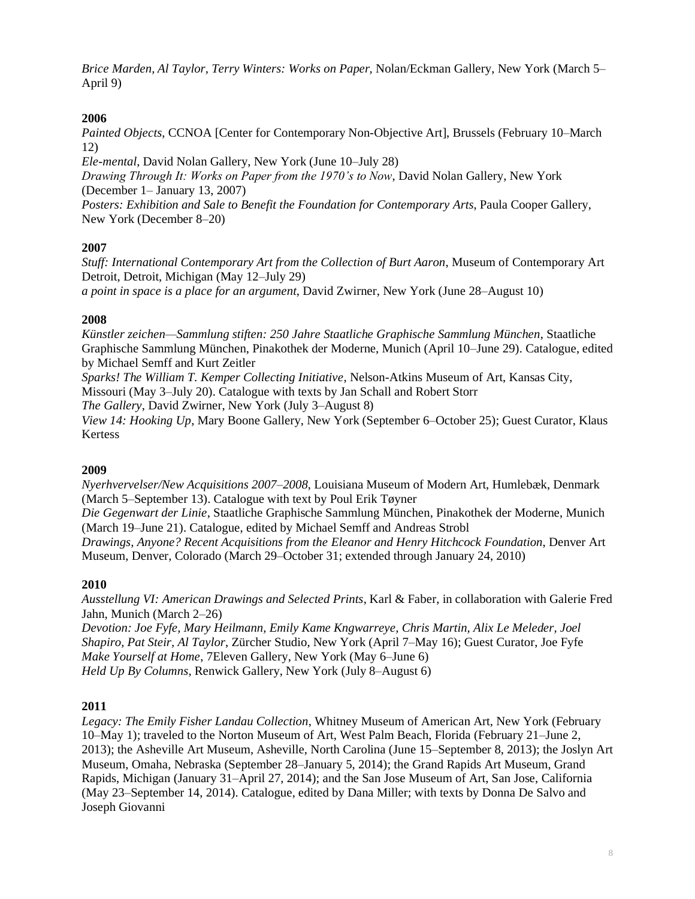*Brice Marden, Al Taylor, Terry Winters: Works on Paper*, Nolan/Eckman Gallery, New York (March 5–April 9)

**2006**

*Painted Objects*, CCNOA [Center for Contemporary Non-Objective Art], Brussels (February 10–March 12)
*Ele-mental*, David Nolan Gallery, New York (June 10–July 28)
*Drawing Through It: Works on Paper from the 1970's to Now*, David Nolan Gallery, New York (December 1– January 13, 2007)
*Posters: Exhibition and Sale to Benefit the Foundation for Contemporary Arts*, Paula Cooper Gallery, New York (December 8–20)

**2007**

*Stuff: International Contemporary Art from the Collection of Burt Aaron*, Museum of Contemporary Art Detroit, Detroit, Michigan (May 12–July 29)
*a point in space is a place for an argument*, David Zwirner, New York (June 28–August 10)

**2008**

*Künstler zeichen—Sammlung stiften: 250 Jahre Staatliche Graphische Sammlung München*, Staatliche Graphische Sammlung München, Pinakothek der Moderne, Munich (April 10–June 29). Catalogue, edited by Michael Semff and Kurt Zeitler
*Sparks! The William T. Kemper Collecting Initiative*, Nelson-Atkins Museum of Art, Kansas City, Missouri (May 3–July 20). Catalogue with texts by Jan Schall and Robert Storr
*The Gallery*, David Zwirner, New York (July 3–August 8)
*View 14: Hooking Up*, Mary Boone Gallery, New York (September 6–October 25); Guest Curator, Klaus Kertess

**2009**

*Nyerhvervelser/New Acquisitions 2007–2008*, Louisiana Museum of Modern Art, Humlebæk, Denmark (March 5–September 13). Catalogue with text by Poul Erik Tøyner
*Die Gegenwart der Linie*, Staatliche Graphische Sammlung München, Pinakothek der Moderne, Munich (March 19–June 21). Catalogue, edited by Michael Semff and Andreas Strobl
*Drawings, Anyone? Recent Acquisitions from the Eleanor and Henry Hitchcock Foundation*, Denver Art Museum, Denver, Colorado (March 29–October 31; extended through January 24, 2010)

**2010**

*Ausstellung VI: American Drawings and Selected Prints*, Karl & Faber, in collaboration with Galerie Fred Jahn, Munich (March 2–26)
*Devotion: Joe Fyfe, Mary Heilmann, Emily Kame Kngwarreye, Chris Martin, Alix Le Meleder, Joel Shapiro, Pat Steir, Al Taylor*, Zürcher Studio, New York (April 7–May 16); Guest Curator, Joe Fyfe
*Make Yourself at Home*, 7Eleven Gallery, New York (May 6–June 6)
*Held Up By Columns*, Renwick Gallery, New York (July 8–August 6)

**2011**

*Legacy: The Emily Fisher Landau Collection*, Whitney Museum of American Art, New York (February 10–May 1); traveled to the Norton Museum of Art, West Palm Beach, Florida (February 21–June 2, 2013); the Asheville Art Museum, Asheville, North Carolina (June 15–September 8, 2013); the Joslyn Art Museum, Omaha, Nebraska (September 28–January 5, 2014); the Grand Rapids Art Museum, Grand Rapids, Michigan (January 31–April 27, 2014); and the San Jose Museum of Art, San Jose, California (May 23–September 14, 2014). Catalogue, edited by Dana Miller; with texts by Donna De Salvo and Joseph Giovanni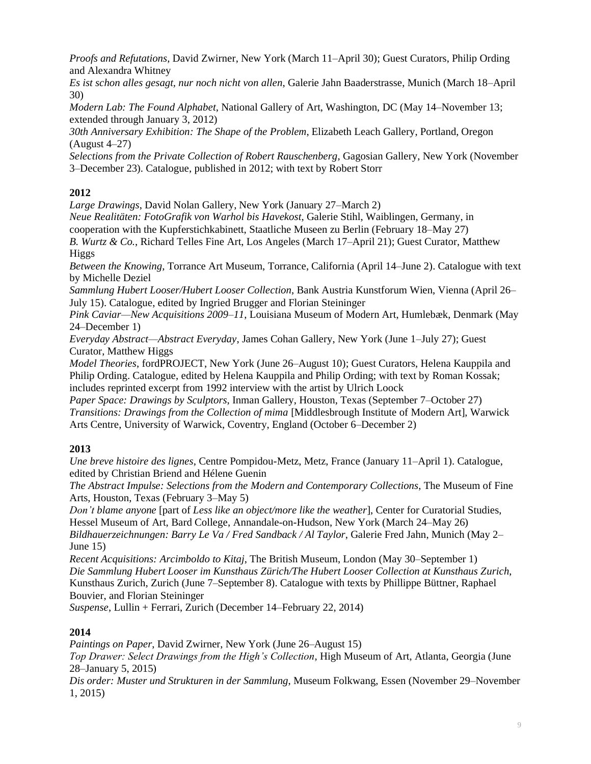*Proofs and Refutations*, David Zwirner, New York (March 11–April 30); Guest Curators, Philip Ording and Alexandra Whitney
*Es ist schon alles gesagt, nur noch nicht von allen*, Galerie Jahn Baaderstrasse, Munich (March 18–April 30)
*Modern Lab: The Found Alphabet*, National Gallery of Art, Washington, DC (May 14–November 13; extended through January 3, 2012)
*30th Anniversary Exhibition: The Shape of the Problem*, Elizabeth Leach Gallery, Portland, Oregon (August 4–27)
*Selections from the Private Collection of Robert Rauschenberg*, Gagosian Gallery, New York (November 3–December 23). Catalogue, published in 2012; with text by Robert Storr

**2012**
*Large Drawings*, David Nolan Gallery, New York (January 27–March 2)
*Neue Realitäten: FotoGrafik von Warhol bis Havekost*, Galerie Stihl, Waiblingen, Germany, in cooperation with the Kupferstichkabinett, Staatliche Museen zu Berlin (February 18–May 27)
*B. Wurtz & Co.*, Richard Telles Fine Art, Los Angeles (March 17–April 21); Guest Curator, Matthew Higgs
*Between the Knowing*, Torrance Art Museum, Torrance, California (April 14–June 2). Catalogue with text by Michelle Deziel
*Sammlung Hubert Looser/Hubert Looser Collection*, Bank Austria Kunstforum Wien, Vienna (April 26–July 15). Catalogue, edited by Ingried Brugger and Florian Steininger
*Pink Caviar—New Acquisitions 2009–11*, Louisiana Museum of Modern Art, Humlebæk, Denmark (May 24–December 1)
*Everyday Abstract—Abstract Everyday*, James Cohan Gallery, New York (June 1–July 27); Guest Curator, Matthew Higgs
*Model Theories*, fordPROJECT, New York (June 26–August 10); Guest Curators, Helena Kauppila and Philip Ording. Catalogue, edited by Helena Kauppila and Philip Ording; with text by Roman Kossak; includes reprinted excerpt from 1992 interview with the artist by Ulrich Loock
*Paper Space: Drawings by Sculptors*, Inman Gallery, Houston, Texas (September 7–October 27)
*Transitions: Drawings from the Collection of mima* [Middlesbrough Institute of Modern Art], Warwick Arts Centre, University of Warwick, Coventry, England (October 6–December 2)

**2013**
*Une breve histoire des lignes*, Centre Pompidou-Metz, Metz, France (January 11–April 1). Catalogue, edited by Christian Briend and Hélene Guenin
*The Abstract Impulse: Selections from the Modern and Contemporary Collections*, The Museum of Fine Arts, Houston, Texas (February 3–May 5)
*Don't blame anyone* [part of *Less like an object/more like the weather*], Center for Curatorial Studies, Hessel Museum of Art, Bard College, Annandale-on-Hudson, New York (March 24–May 26)
*Bildhauerzeichnungen: Barry Le Va / Fred Sandback / Al Taylor*, Galerie Fred Jahn, Munich (May 2–June 15)
*Recent Acquisitions: Arcimboldo to Kitaj*, The British Museum, London (May 30–September 1)
*Die Sammlung Hubert Looser im Kunsthaus Zürich/The Hubert Looser Collection at Kunsthaus Zurich*, Kunsthaus Zurich, Zurich (June 7–September 8). Catalogue with texts by Phillippe Büttner, Raphael Bouvier, and Florian Steininger
*Suspense*, Lullin + Ferrari, Zurich (December 14–February 22, 2014)

**2014**
*Paintings on Paper*, David Zwirner, New York (June 26–August 15)
*Top Drawer: Select Drawings from the High's Collection*, High Museum of Art, Atlanta, Georgia (June 28–January 5, 2015)
*Dis order: Muster und Strukturen in der Sammlung*, Museum Folkwang, Essen (November 29–November 1, 2015)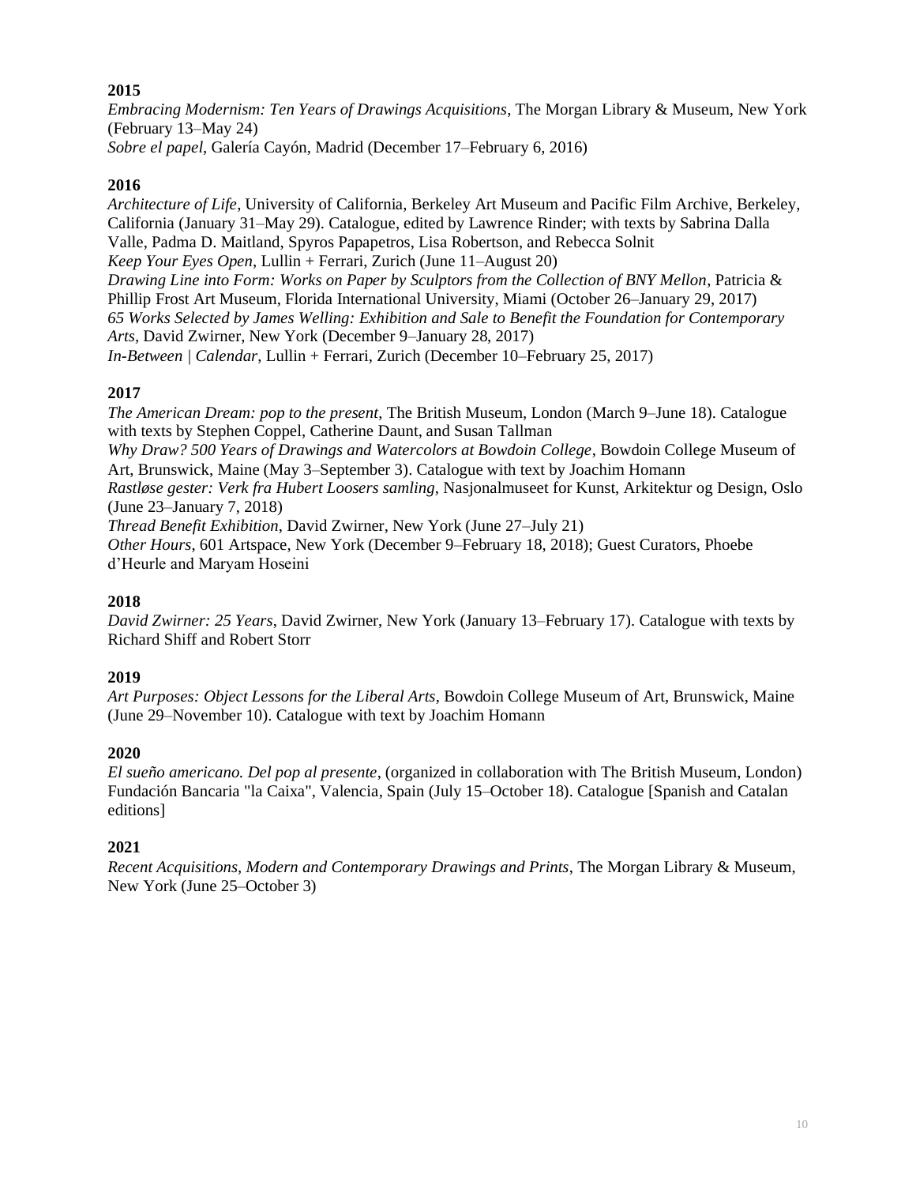**2015**

*Embracing Modernism: Ten Years of Drawings Acquisitions*, The Morgan Library & Museum, New York (February 13–May 24)
*Sobre el papel*, Galería Cayón, Madrid (December 17–February 6, 2016)

**2016**

*Architecture of Life*, University of California, Berkeley Art Museum and Pacific Film Archive, Berkeley, California (January 31–May 29). Catalogue, edited by Lawrence Rinder; with texts by Sabrina Dalla Valle, Padma D. Maitland, Spyros Papapetros, Lisa Robertson, and Rebecca Solnit
*Keep Your Eyes Open*, Lullin + Ferrari, Zurich (June 11–August 20)
*Drawing Line into Form: Works on Paper by Sculptors from the Collection of BNY Mellon*, Patricia & Phillip Frost Art Museum, Florida International University, Miami (October 26–January 29, 2017)
*65 Works Selected by James Welling: Exhibition and Sale to Benefit the Foundation for Contemporary Arts*, David Zwirner, New York (December 9–January 28, 2017)
*In-Between | Calendar*, Lullin + Ferrari, Zurich (December 10–February 25, 2017)

**2017**

*The American Dream: pop to the present*, The British Museum, London (March 9–June 18). Catalogue with texts by Stephen Coppel, Catherine Daunt, and Susan Tallman
*Why Draw? 500 Years of Drawings and Watercolors at Bowdoin College*, Bowdoin College Museum of Art, Brunswick, Maine (May 3–September 3). Catalogue with text by Joachim Homann
*Rastløse gester: Verk fra Hubert Loosers samling*, Nasjonalmuseet for Kunst, Arkitektur og Design, Oslo (June 23–January 7, 2018)
*Thread Benefit Exhibition*, David Zwirner, New York (June 27–July 21)
*Other Hours*, 601 Artspace, New York (December 9–February 18, 2018); Guest Curators, Phoebe d'Heurle and Maryam Hoseini

**2018**

*David Zwirner: 25 Years*, David Zwirner, New York (January 13–February 17). Catalogue with texts by Richard Shiff and Robert Storr

**2019**

*Art Purposes: Object Lessons for the Liberal Arts*, Bowdoin College Museum of Art, Brunswick, Maine (June 29–November 10). Catalogue with text by Joachim Homann

**2020**

*El sueño americano. Del pop al presente*, (organized in collaboration with The British Museum, London) Fundación Bancaria "la Caixa", Valencia, Spain (July 15–October 18). Catalogue [Spanish and Catalan editions]

**2021**

*Recent Acquisitions, Modern and Contemporary Drawings and Prints*, The Morgan Library & Museum, New York (June 25–October 3)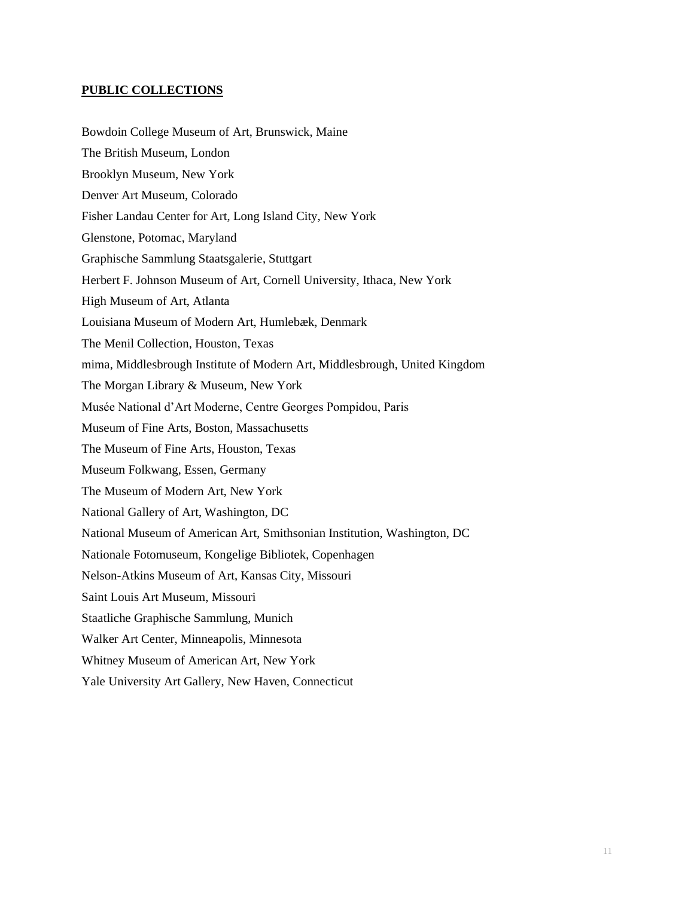**PUBLIC COLLECTIONS**

Bowdoin College Museum of Art, Brunswick, Maine

The British Museum, London

Brooklyn Museum, New York

Denver Art Museum, Colorado

Fisher Landau Center for Art, Long Island City, New York

Glenstone, Potomac, Maryland

Graphische Sammlung Staatsgalerie, Stuttgart

Herbert F. Johnson Museum of Art, Cornell University, Ithaca, New York

High Museum of Art, Atlanta

Louisiana Museum of Modern Art, Humlebæk, Denmark

The Menil Collection, Houston, Texas

mima, Middlesbrough Institute of Modern Art, Middlesbrough, United Kingdom

The Morgan Library & Museum, New York

Musée National d'Art Moderne, Centre Georges Pompidou, Paris

Museum of Fine Arts, Boston, Massachusetts

The Museum of Fine Arts, Houston, Texas

Museum Folkwang, Essen, Germany

The Museum of Modern Art, New York

National Gallery of Art, Washington, DC

National Museum of American Art, Smithsonian Institution, Washington, DC

Nationale Fotomuseum, Kongelige Bibliotek, Copenhagen

Nelson-Atkins Museum of Art, Kansas City, Missouri

Saint Louis Art Museum, Missouri

Staatliche Graphische Sammlung, Munich

Walker Art Center, Minneapolis, Minnesota

Whitney Museum of American Art, New York

Yale University Art Gallery, New Haven, Connecticut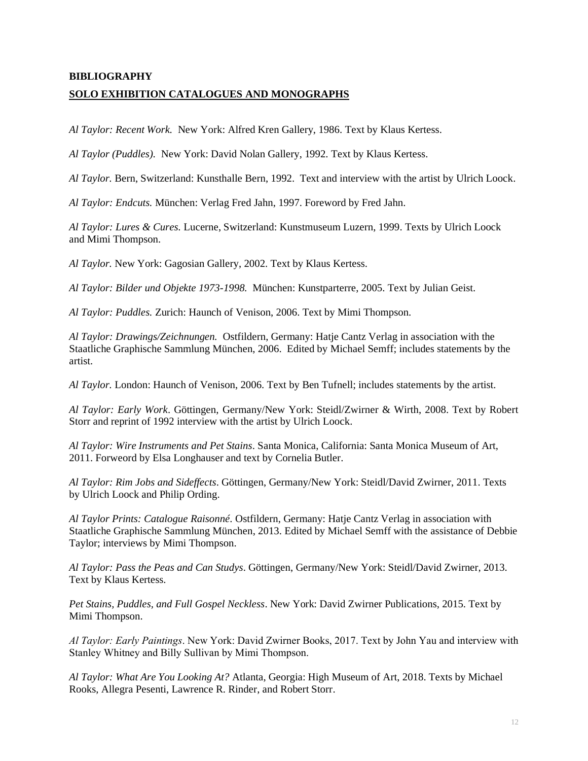**BIBLIOGRAPHY**

**SOLO EXHIBITION CATALOGUES AND MONOGRAPHS**

*Al Taylor: Recent Work.* New York: Alfred Kren Gallery, 1986. Text by Klaus Kertess.

*Al Taylor (Puddles).* New York: David Nolan Gallery, 1992. Text by Klaus Kertess.

*Al Taylor.* Bern, Switzerland: Kunsthalle Bern, 1992. Text and interview with the artist by Ulrich Loock.

*Al Taylor: Endcuts.* München: Verlag Fred Jahn, 1997. Foreword by Fred Jahn.

*Al Taylor: Lures & Cures.* Lucerne, Switzerland: Kunstmuseum Luzern, 1999. Texts by Ulrich Loock and Mimi Thompson.

*Al Taylor.* New York: Gagosian Gallery, 2002. Text by Klaus Kertess.

*Al Taylor: Bilder und Objekte 1973-1998.* München: Kunstparterre, 2005. Text by Julian Geist.

*Al Taylor: Puddles.* Zurich: Haunch of Venison, 2006. Text by Mimi Thompson.

*Al Taylor: Drawings/Zeichnungen.* Ostfildern, Germany: Hatje Cantz Verlag in association with the Staatliche Graphische Sammlung München, 2006. Edited by Michael Semff; includes statements by the artist.

*Al Taylor.* London: Haunch of Venison, 2006. Text by Ben Tufnell; includes statements by the artist.

*Al Taylor: Early Work*. Göttingen, Germany/New York: Steidl/Zwirner & Wirth, 2008. Text by Robert Storr and reprint of 1992 interview with the artist by Ulrich Loock.

*Al Taylor: Wire Instruments and Pet Stains*. Santa Monica, California: Santa Monica Museum of Art, 2011. Forweord by Elsa Longhauser and text by Cornelia Butler.

*Al Taylor: Rim Jobs and Sideffects*. Göttingen, Germany/New York: Steidl/David Zwirner, 2011. Texts by Ulrich Loock and Philip Ording.

*Al Taylor Prints: Catalogue Raisonné*. Ostfildern, Germany: Hatje Cantz Verlag in association with Staatliche Graphische Sammlung München, 2013. Edited by Michael Semff with the assistance of Debbie Taylor; interviews by Mimi Thompson.

*Al Taylor: Pass the Peas and Can Studys*. Göttingen, Germany/New York: Steidl/David Zwirner, 2013. Text by Klaus Kertess.

*Pet Stains, Puddles, and Full Gospel Neckless*. New York: David Zwirner Publications, 2015. Text by Mimi Thompson.

*Al Taylor: Early Paintings*. New York: David Zwirner Books, 2017. Text by John Yau and interview with Stanley Whitney and Billy Sullivan by Mimi Thompson.

*Al Taylor: What Are You Looking At?* Atlanta, Georgia: High Museum of Art, 2018. Texts by Michael Rooks, Allegra Pesenti, Lawrence R. Rinder, and Robert Storr.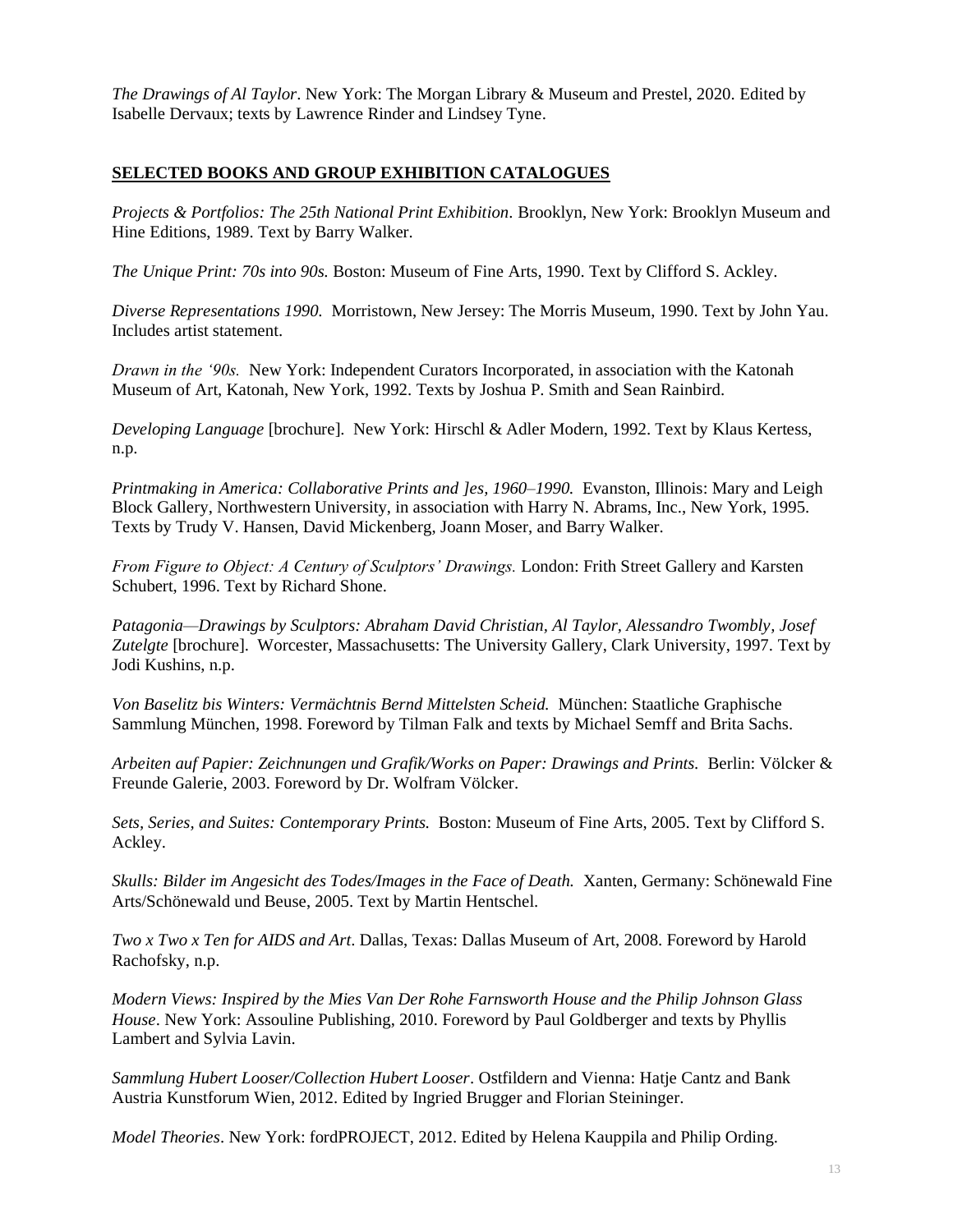*The Drawings of Al Taylor*. New York: The Morgan Library & Museum and Prestel, 2020. Edited by Isabelle Dervaux; texts by Lawrence Rinder and Lindsey Tyne.

## **SELECTED BOOKS AND GROUP EXHIBITION CATALOGUES**

*Projects & Portfolios: The 25th National Print Exhibition*. Brooklyn, New York: Brooklyn Museum and Hine Editions, 1989. Text by Barry Walker.

*The Unique Print: 70s into 90s.* Boston: Museum of Fine Arts, 1990. Text by Clifford S. Ackley.

*Diverse Representations 1990.* Morristown, New Jersey: The Morris Museum, 1990. Text by John Yau. Includes artist statement.

*Drawn in the '90s.* New York: Independent Curators Incorporated, in association with the Katonah Museum of Art, Katonah, New York, 1992. Texts by Joshua P. Smith and Sean Rainbird.

*Developing Language* [brochure]. New York: Hirschl & Adler Modern, 1992. Text by Klaus Kertess, n.p.

*Printmaking in America: Collaborative Prints and ]es, 1960–1990.* Evanston, Illinois: Mary and Leigh Block Gallery, Northwestern University, in association with Harry N. Abrams, Inc., New York, 1995. Texts by Trudy V. Hansen, David Mickenberg, Joann Moser, and Barry Walker.

*From Figure to Object: A Century of Sculptors' Drawings.* London: Frith Street Gallery and Karsten Schubert, 1996. Text by Richard Shone.

*Patagonia—Drawings by Sculptors: Abraham David Christian, Al Taylor, Alessandro Twombly, Josef Zutelgte* [brochure]. Worcester, Massachusetts: The University Gallery, Clark University, 1997. Text by Jodi Kushins, n.p.

*Von Baselitz bis Winters: Vermächtnis Bernd Mittelsten Scheid.* München: Staatliche Graphische Sammlung München, 1998. Foreword by Tilman Falk and texts by Michael Semff and Brita Sachs.

*Arbeiten auf Papier: Zeichnungen und Grafik/Works on Paper: Drawings and Prints.* Berlin: Völcker & Freunde Galerie, 2003. Foreword by Dr. Wolfram Völcker.

*Sets, Series, and Suites: Contemporary Prints.* Boston: Museum of Fine Arts, 2005. Text by Clifford S. Ackley.

*Skulls: Bilder im Angesicht des Todes/Images in the Face of Death.* Xanten, Germany: Schönewald Fine Arts/Schönewald und Beuse, 2005. Text by Martin Hentschel.

*Two x Two x Ten for AIDS and Art*. Dallas, Texas: Dallas Museum of Art, 2008. Foreword by Harold Rachofsky, n.p.

*Modern Views: Inspired by the Mies Van Der Rohe Farnsworth House and the Philip Johnson Glass House*. New York: Assouline Publishing, 2010. Foreword by Paul Goldberger and texts by Phyllis Lambert and Sylvia Lavin.

*Sammlung Hubert Looser/Collection Hubert Looser*. Ostfildern and Vienna: Hatje Cantz and Bank Austria Kunstforum Wien, 2012. Edited by Ingried Brugger and Florian Steininger.

*Model Theories*. New York: fordPROJECT, 2012. Edited by Helena Kauppila and Philip Ording.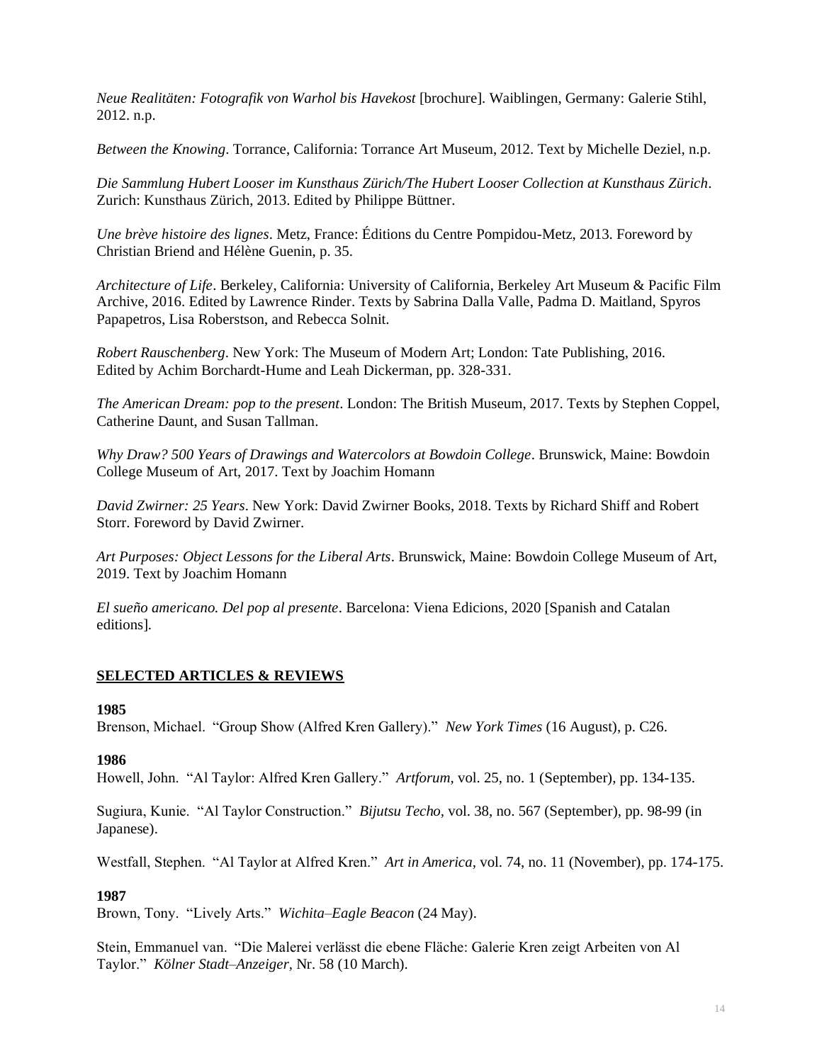*Neue Realitäten: Fotografik von Warhol bis Havekost* [brochure]. Waiblingen, Germany: Galerie Stihl, 2012. n.p.

*Between the Knowing*. Torrance, California: Torrance Art Museum, 2012. Text by Michelle Deziel, n.p.

*Die Sammlung Hubert Looser im Kunsthaus Zürich/The Hubert Looser Collection at Kunsthaus Zürich*. Zurich: Kunsthaus Zürich, 2013. Edited by Philippe Büttner.

*Une brève histoire des lignes*. Metz, France: Éditions du Centre Pompidou-Metz, 2013. Foreword by Christian Briend and Hélène Guenin, p. 35.

*Architecture of Life*. Berkeley, California: University of California, Berkeley Art Museum & Pacific Film Archive, 2016. Edited by Lawrence Rinder. Texts by Sabrina Dalla Valle, Padma D. Maitland, Spyros Papapetros, Lisa Roberstson, and Rebecca Solnit.

*Robert Rauschenberg*. New York: The Museum of Modern Art; London: Tate Publishing, 2016. Edited by Achim Borchardt-Hume and Leah Dickerman, pp. 328-331.

*The American Dream: pop to the present*. London: The British Museum, 2017. Texts by Stephen Coppel, Catherine Daunt, and Susan Tallman.

*Why Draw? 500 Years of Drawings and Watercolors at Bowdoin College*. Brunswick, Maine: Bowdoin College Museum of Art, 2017. Text by Joachim Homann

*David Zwirner: 25 Years*. New York: David Zwirner Books, 2018. Texts by Richard Shiff and Robert Storr. Foreword by David Zwirner.

*Art Purposes: Object Lessons for the Liberal Arts*. Brunswick, Maine: Bowdoin College Museum of Art, 2019. Text by Joachim Homann

*El sueño americano. Del pop al presente*. Barcelona: Viena Edicions, 2020 [Spanish and Catalan editions].

## SELECTED ARTICLES & REVIEWS

**1985**

Brenson, Michael. "Group Show (Alfred Kren Gallery)." *New York Times* (16 August), p. C26.

**1986**

Howell, John. "Al Taylor: Alfred Kren Gallery." *Artforum*, vol. 25, no. 1 (September), pp. 134-135.

Sugiura, Kunie. "Al Taylor Construction." *Bijutsu Techo*, vol. 38, no. 567 (September), pp. 98-99 (in Japanese).

Westfall, Stephen. "Al Taylor at Alfred Kren." *Art in America*, vol. 74, no. 11 (November), pp. 174-175.

**1987**

Brown, Tony. "Lively Arts." *Wichita–Eagle Beacon* (24 May).

Stein, Emmanuel van. "Die Malerei verlässt die ebene Fläche: Galerie Kren zeigt Arbeiten von Al Taylor." *Kölner Stadt–Anzeiger*, Nr. 58 (10 March).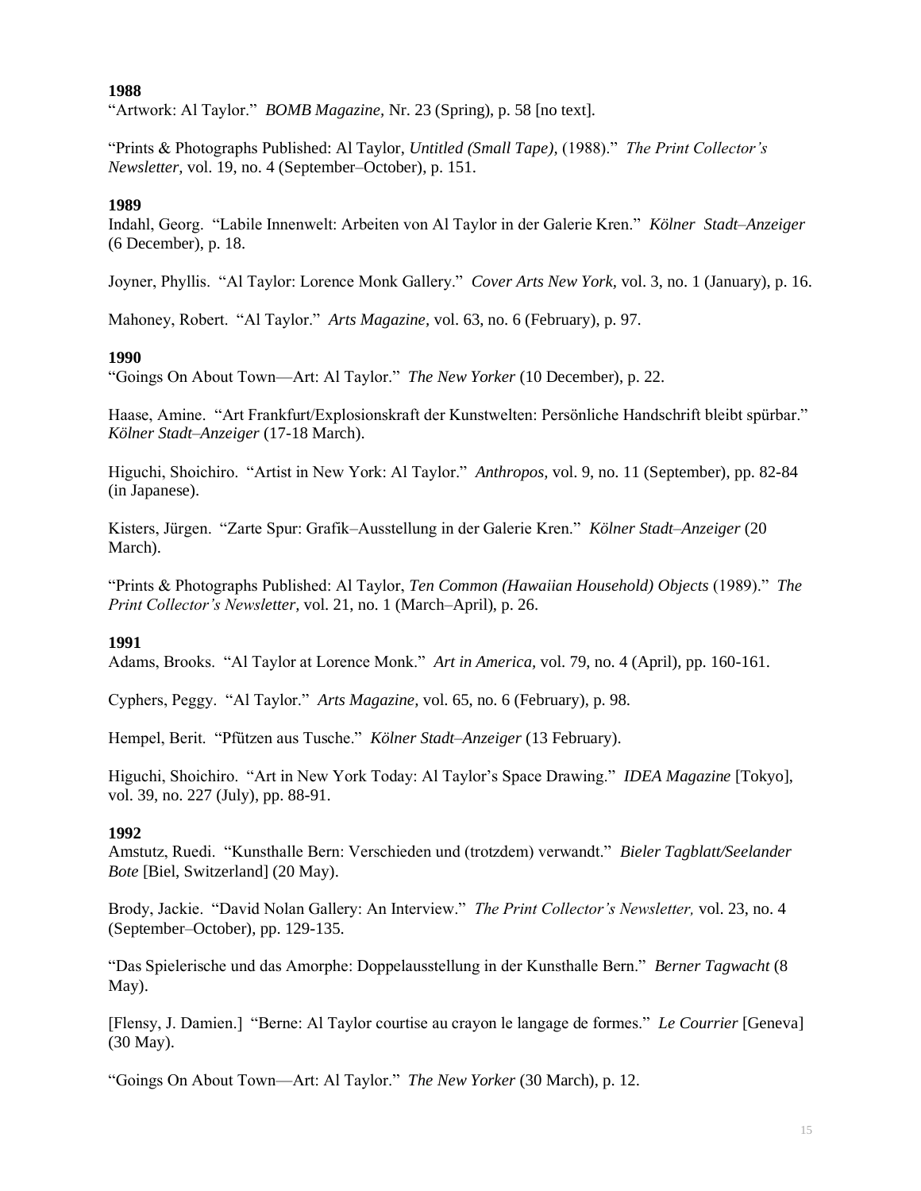**1988**

"Artwork: Al Taylor." *BOMB Magazine,* Nr. 23 (Spring), p. 58 [no text].

"Prints & Photographs Published: Al Taylor, *Untitled (Small Tape),* (1988)." *The Print Collector's Newsletter,* vol. 19, no. 4 (September–October), p. 151.

**1989**

Indahl, Georg. "Labile Innenwelt: Arbeiten von Al Taylor in der Galerie Kren." *Kölner Stadt–Anzeiger* (6 December), p. 18.

Joyner, Phyllis. "Al Taylor: Lorence Monk Gallery." *Cover Arts New York,* vol. 3, no. 1 (January), p. 16.

Mahoney, Robert. "Al Taylor." *Arts Magazine,* vol. 63, no. 6 (February), p. 97.

**1990**

"Goings On About Town—Art: Al Taylor." *The New Yorker* (10 December), p. 22.

Haase, Amine. "Art Frankfurt/Explosionskraft der Kunstwelten: Persönliche Handschrift bleibt spürbar." *Kölner Stadt–Anzeiger* (17-18 March).

Higuchi, Shoichiro. "Artist in New York: Al Taylor." *Anthropos,* vol. 9, no. 11 (September), pp. 82-84 (in Japanese).

Kisters, Jürgen. "Zarte Spur: Grafik–Ausstellung in der Galerie Kren." *Kölner Stadt–Anzeiger* (20 March).

"Prints & Photographs Published: Al Taylor, *Ten Common (Hawaiian Household) Objects* (1989)." *The Print Collector's Newsletter,* vol. 21, no. 1 (March–April), p. 26.

**1991**

Adams, Brooks. "Al Taylor at Lorence Monk." *Art in America,* vol. 79, no. 4 (April), pp. 160-161.

Cyphers, Peggy. "Al Taylor." *Arts Magazine,* vol. 65, no. 6 (February), p. 98.

Hempel, Berit. "Pfützen aus Tusche." *Kölner Stadt–Anzeiger* (13 February).

Higuchi, Shoichiro. "Art in New York Today: Al Taylor's Space Drawing." *IDEA Magazine* [Tokyo], vol. 39, no. 227 (July), pp. 88-91.

**1992**

Amstutz, Ruedi. "Kunsthalle Bern: Verschieden und (trotzdem) verwandt." *Bieler Tagblatt/Seelander Bote* [Biel, Switzerland] (20 May).

Brody, Jackie. "David Nolan Gallery: An Interview." *The Print Collector's Newsletter,* vol. 23, no. 4 (September–October), pp. 129-135.

"Das Spielerische und das Amorphe: Doppelausstellung in der Kunsthalle Bern." *Berner Tagwacht* (8 May).

[Flensy, J. Damien.] "Berne: Al Taylor courtise au crayon le langage de formes." *Le Courrier* [Geneva] (30 May).

"Goings On About Town—Art: Al Taylor." *The New Yorker* (30 March), p. 12.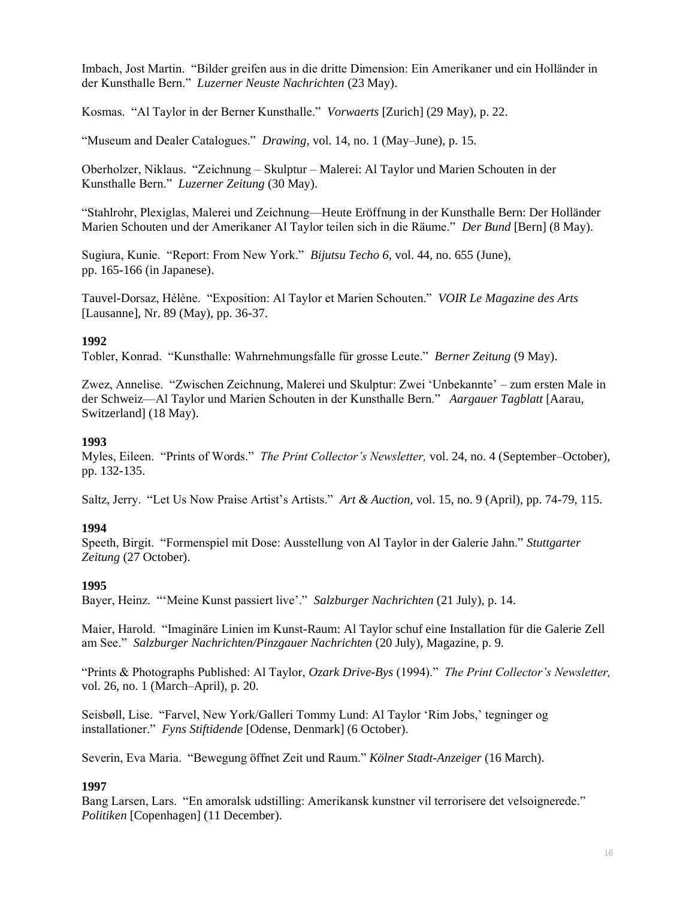Imbach, Jost Martin. "Bilder greifen aus in die dritte Dimension: Ein Amerikaner und ein Holländer in der Kunsthalle Bern." *Luzerner Neuste Nachrichten* (23 May).

Kosmas. "Al Taylor in der Berner Kunsthalle." *Vorwaerts* [Zurich] (29 May), p. 22.

"Museum and Dealer Catalogues." *Drawing,* vol. 14, no. 1 (May–June), p. 15.

Oberholzer, Niklaus. "Zeichnung – Skulptur – Malerei: Al Taylor und Marien Schouten in der Kunsthalle Bern." *Luzerner Zeitung* (30 May).

"Stahlrohr, Plexiglas, Malerei und Zeichnung—Heute Eröffnung in der Kunsthalle Bern: Der Holländer Marien Schouten und der Amerikaner Al Taylor teilen sich in die Räume." *Der Bund* [Bern] (8 May).

Sugiura, Kunie. "Report: From New York." *Bijutsu Techo 6,* vol. 44, no. 655 (June), pp. 165-166 (in Japanese).

Tauvel-Dorsaz, Hélène. "Exposition: Al Taylor et Marien Schouten." *VOIR Le Magazine des Arts* [Lausanne], Nr. 89 (May), pp. 36-37.

**1992**

Tobler, Konrad. "Kunsthalle: Wahrnehmungsfalle für grosse Leute." *Berner Zeitung* (9 May).

Zwez, Annelise. "Zwischen Zeichnung, Malerei und Skulptur: Zwei 'Unbekannte' – zum ersten Male in der Schweiz—Al Taylor und Marien Schouten in der Kunsthalle Bern." *Aargauer Tagblatt* [Aarau, Switzerland] (18 May).

**1993**

Myles, Eileen. "Prints of Words." *The Print Collector's Newsletter,* vol. 24, no. 4 (September–October), pp. 132-135.

Saltz, Jerry. "Let Us Now Praise Artist's Artists." *Art & Auction,* vol. 15, no. 9 (April), pp. 74-79, 115.

**1994**

Speeth, Birgit. "Formenspiel mit Dose: Ausstellung von Al Taylor in der Galerie Jahn." *Stuttgarter Zeitung* (27 October).

**1995**

Bayer, Heinz. "'Meine Kunst passiert live'." *Salzburger Nachrichten* (21 July), p. 14.

Maier, Harold. "Imaginäre Linien im Kunst-Raum: Al Taylor schuf eine Installation für die Galerie Zell am See." *Salzburger Nachrichten/Pinzgauer Nachrichten* (20 July), Magazine, p. 9.

"Prints & Photographs Published: Al Taylor, *Ozark Drive-Bys* (1994)." *The Print Collector's Newsletter,* vol. 26, no. 1 (March–April), p. 20.

Seisbøll, Lise. "Farvel, New York/Galleri Tommy Lund: Al Taylor 'Rim Jobs,' tegninger og installationer." *Fyns Stiftidende* [Odense, Denmark] (6 October).

Severin, Eva Maria. "Bewegung öffnet Zeit und Raum." *Kölner Stadt-Anzeiger* (16 March).

**1997**

Bang Larsen, Lars. "En amoralsk udstilling: Amerikansk kunstner vil terrorisere det velsoignerede." *Politiken* [Copenhagen] (11 December).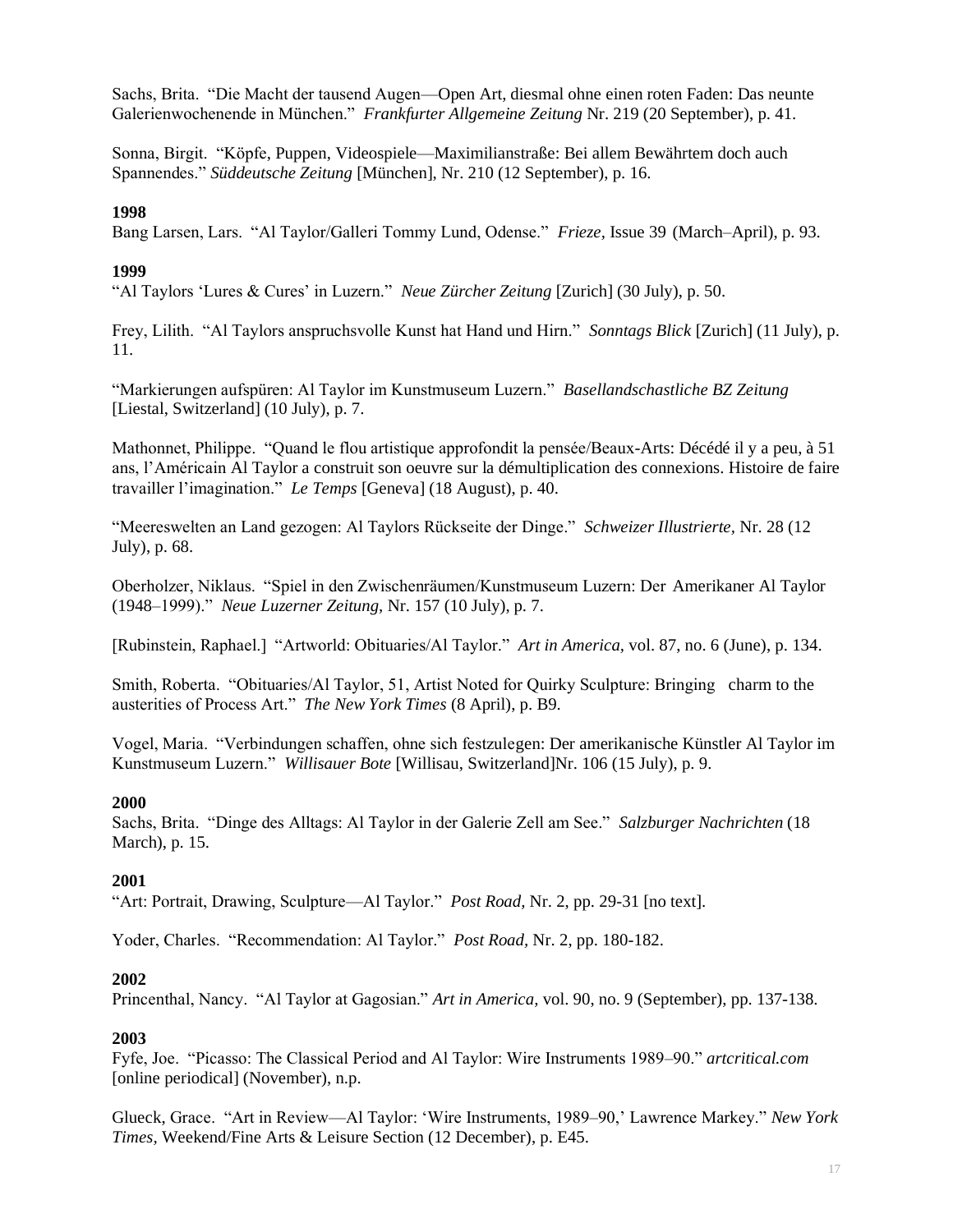Sachs, Brita. “Die Macht der tausend Augen—Open Art, diesmal ohne einen roten Faden: Das neunte Galerienwochenende in München.” *Frankfurter Allgemeine Zeitung* Nr. 219 (20 September), p. 41.

Sonna, Birgit. “Köpfe, Puppen, Videospiele—Maximilianstraße: Bei allem Bewährtem doch auch Spannendes.” *Süddeutsche Zeitung* [München], Nr. 210 (12 September), p. 16.

**1998**

Bang Larsen, Lars. “Al Taylor/Galleri Tommy Lund, Odense.” *Frieze,* Issue 39 (March–April), p. 93.

**1999**

“Al Taylors ‘Lures & Cures’ in Luzern.” *Neue Zürcher Zeitung* [Zurich] (30 July), p. 50.

Frey, Lilith. “Al Taylors anspruchsvolle Kunst hat Hand und Hirn.” *Sonntags Blick* [Zurich] (11 July), p. 11.

“Markierungen aufspüren: Al Taylor im Kunstmuseum Luzern.” *Basellandschastliche BZ Zeitung* [Liestal, Switzerland] (10 July), p. 7.

Mathonnet, Philippe. “Quand le flou artistique approfondit la pensée/Beaux-Arts: Décédé il y a peu, à 51 ans, l’Américain Al Taylor a construit son oeuvre sur la démultiplication des connexions. Histoire de faire travailler l’imagination.” *Le Temps* [Geneva] (18 August), p. 40.

“Meereswelten an Land gezogen: Al Taylors Rückseite der Dinge.” *Schweizer Illustrierte,* Nr. 28 (12 July), p. 68.

Oberholzer, Niklaus. “Spiel in den Zwischenräumen/Kunstmuseum Luzern: Der Amerikaner Al Taylor (1948–1999).” *Neue Luzerner Zeitung,* Nr. 157 (10 July), p. 7.

[Rubinstein, Raphael.] “Artworld: Obituaries/Al Taylor.” *Art in America,* vol. 87, no. 6 (June), p. 134.

Smith, Roberta. “Obituaries/Al Taylor, 51, Artist Noted for Quirky Sculpture: Bringing charm to the austerities of Process Art.” *The New York Times* (8 April), p. B9.

Vogel, Maria. “Verbindungen schaffen, ohne sich festzulegen: Der amerikanische Künstler Al Taylor im Kunstmuseum Luzern.” *Willisauer Bote* [Willisau, Switzerland]Nr. 106 (15 July), p. 9.

**2000**

Sachs, Brita. “Dinge des Alltags: Al Taylor in der Galerie Zell am See.” *Salzburger Nachrichten* (18 March), p. 15.

**2001**

“Art: Portrait, Drawing, Sculpture—Al Taylor.” *Post Road,* Nr. 2, pp. 29-31 [no text].

Yoder, Charles. “Recommendation: Al Taylor.” *Post Road,* Nr. 2, pp. 180-182.

**2002**

Princenthal, Nancy. “Al Taylor at Gagosian.” *Art in America,* vol. 90, no. 9 (September), pp. 137-138.

**2003**

Fyfe, Joe. “Picasso: The Classical Period and Al Taylor: Wire Instruments 1989–90.” *artcritical.com* [online periodical] (November), n.p.

Glueck, Grace. “Art in Review—Al Taylor: ‘Wire Instruments, 1989–90,’ Lawrence Markey.” *New York Times,* Weekend/Fine Arts & Leisure Section (12 December), p. E45.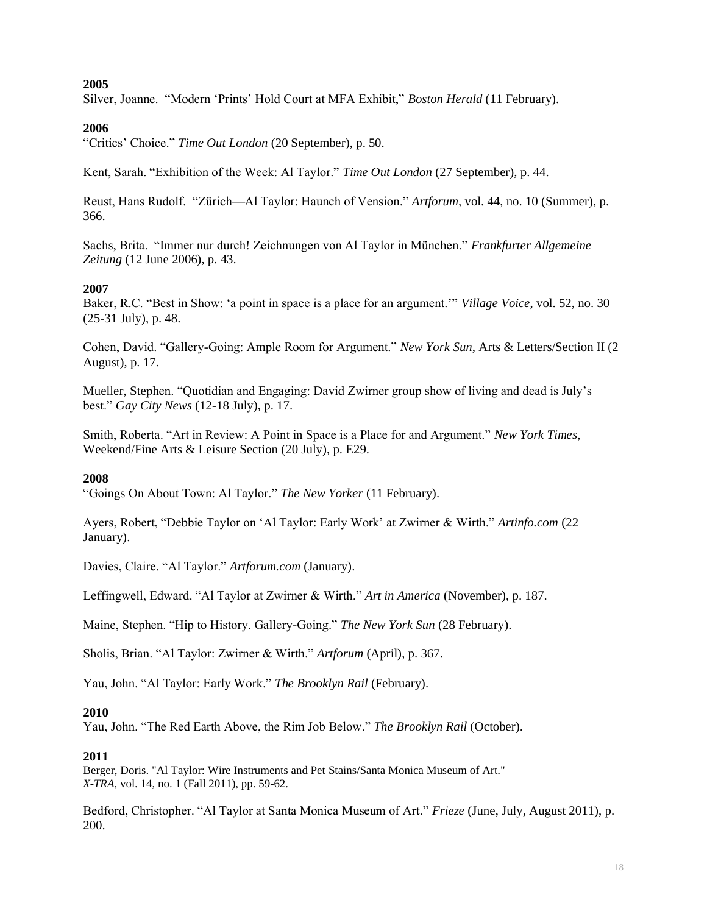**2005**

Silver, Joanne. "Modern 'Prints' Hold Court at MFA Exhibit," *Boston Herald* (11 February).

**2006**

"Critics' Choice." *Time Out London* (20 September), p. 50.

Kent, Sarah. "Exhibition of the Week: Al Taylor." *Time Out London* (27 September), p. 44.

Reust, Hans Rudolf. "Zürich—Al Taylor: Haunch of Vension." *Artforum*, vol. 44, no. 10 (Summer), p. 366.

Sachs, Brita. "Immer nur durch! Zeichnungen von Al Taylor in München." *Frankfurter Allgemeine Zeitung* (12 June 2006), p. 43.

**2007**

Baker, R.C. "Best in Show: 'a point in space is a place for an argument.'" *Village Voice*, vol. 52, no. 30 (25-31 July), p. 48.

Cohen, David. "Gallery-Going: Ample Room for Argument." *New York Sun*, Arts & Letters/Section II (2 August), p. 17.

Mueller, Stephen. "Quotidian and Engaging: David Zwirner group show of living and dead is July's best." *Gay City News* (12-18 July), p. 17.

Smith, Roberta. "Art in Review: A Point in Space is a Place for and Argument." *New York Times*, Weekend/Fine Arts & Leisure Section (20 July), p. E29.

**2008**

"Goings On About Town: Al Taylor." *The New Yorker* (11 February).

Ayers, Robert, "Debbie Taylor on 'Al Taylor: Early Work' at Zwirner & Wirth." *Artinfo.com* (22 January).

Davies, Claire. "Al Taylor." *Artforum.com* (January).

Leffingwell, Edward. "Al Taylor at Zwirner & Wirth." *Art in America* (November), p. 187.

Maine, Stephen. "Hip to History. Gallery-Going." *The New York Sun* (28 February).

Sholis, Brian. "Al Taylor: Zwirner & Wirth." *Artforum* (April), p. 367.

Yau, John. "Al Taylor: Early Work." *The Brooklyn Rail* (February).

**2010**

Yau, John. "The Red Earth Above, the Rim Job Below." *The Brooklyn Rail* (October).

**2011**

Berger, Doris. "Al Taylor: Wire Instruments and Pet Stains/Santa Monica Museum of Art." *X-TRA*, vol. 14, no. 1 (Fall 2011), pp. 59-62.

Bedford, Christopher. "Al Taylor at Santa Monica Museum of Art." *Frieze* (June, July, August 2011), p. 200.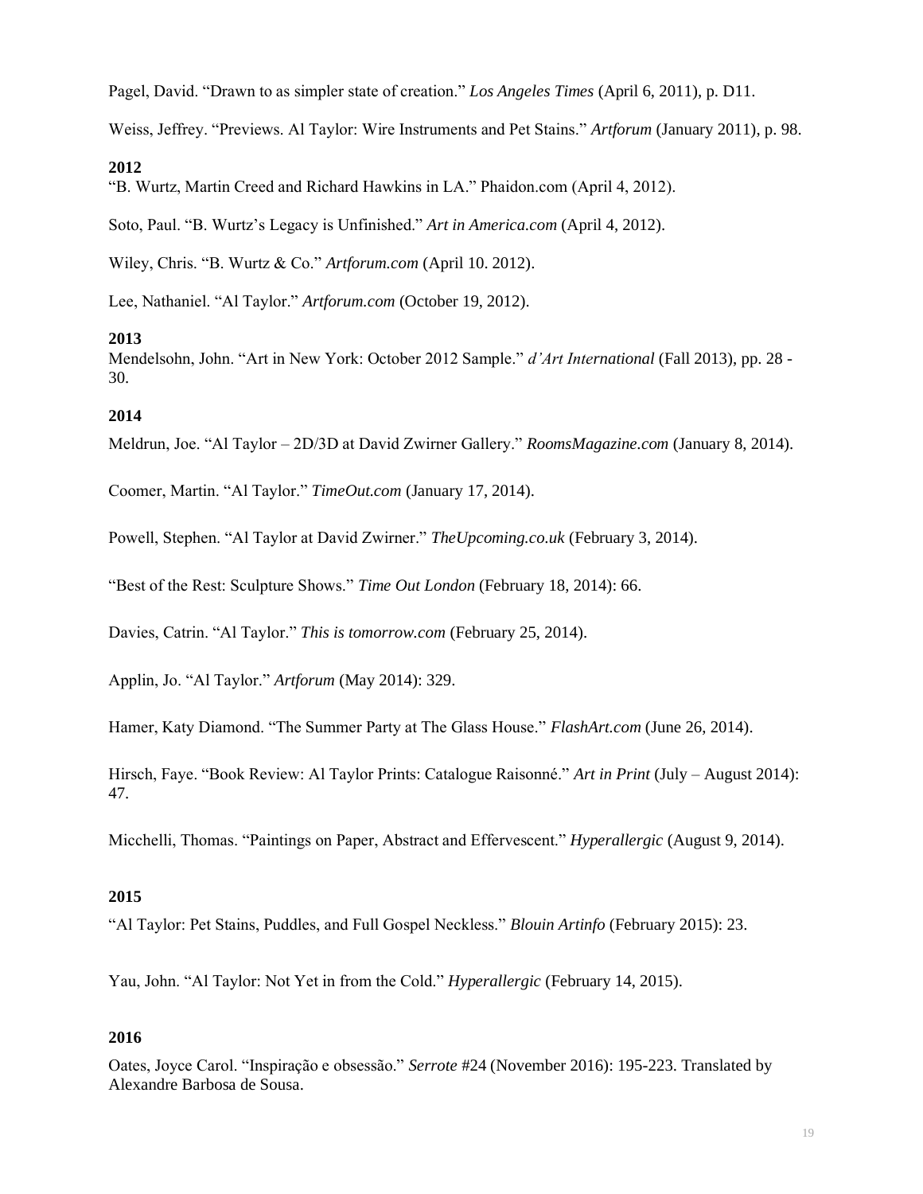Pagel, David. "Drawn to as simpler state of creation." *Los Angeles Times* (April 6, 2011), p. D11.

Weiss, Jeffrey. "Previews. Al Taylor: Wire Instruments and Pet Stains." *Artforum* (January 2011), p. 98.

**2012**

"B. Wurtz, Martin Creed and Richard Hawkins in LA." Phaidon.com (April 4, 2012).

Soto, Paul. "B. Wurtz's Legacy is Unfinished." *Art in America.com* (April 4, 2012).

Wiley, Chris. "B. Wurtz & Co." *Artforum.com* (April 10. 2012).

Lee, Nathaniel. "Al Taylor." *Artforum.com* (October 19, 2012).

**2013**

Mendelsohn, John. "Art in New York: October 2012 Sample." *d'Art International* (Fall 2013), pp. 28 - 30.

**2014**

Meldrun, Joe. "Al Taylor – 2D/3D at David Zwirner Gallery." *RoomsMagazine.com* (January 8, 2014).

Coomer, Martin. "Al Taylor." *TimeOut.com* (January 17, 2014).

Powell, Stephen. "Al Taylor at David Zwirner." *TheUpcoming.co.uk* (February 3, 2014).

"Best of the Rest: Sculpture Shows." *Time Out London* (February 18, 2014): 66.

Davies, Catrin. "Al Taylor." *This is tomorrow.com* (February 25, 2014).

Applin, Jo. "Al Taylor." *Artforum* (May 2014): 329.

Hamer, Katy Diamond. "The Summer Party at The Glass House." *FlashArt.com* (June 26, 2014).

Hirsch, Faye. "Book Review: Al Taylor Prints: Catalogue Raisonné." *Art in Print* (July – August 2014): 47.

Micchelli, Thomas. "Paintings on Paper, Abstract and Effervescent." *Hyperallergic* (August 9, 2014).

**2015**

"Al Taylor: Pet Stains, Puddles, and Full Gospel Neckless." *Blouin Artinfo* (February 2015): 23.

Yau, John. "Al Taylor: Not Yet in from the Cold." *Hyperallergic* (February 14, 2015).

**2016**

Oates, Joyce Carol. "Inspiração e obsessão." *Serrote* #24 (November 2016): 195-223. Translated by Alexandre Barbosa de Sousa.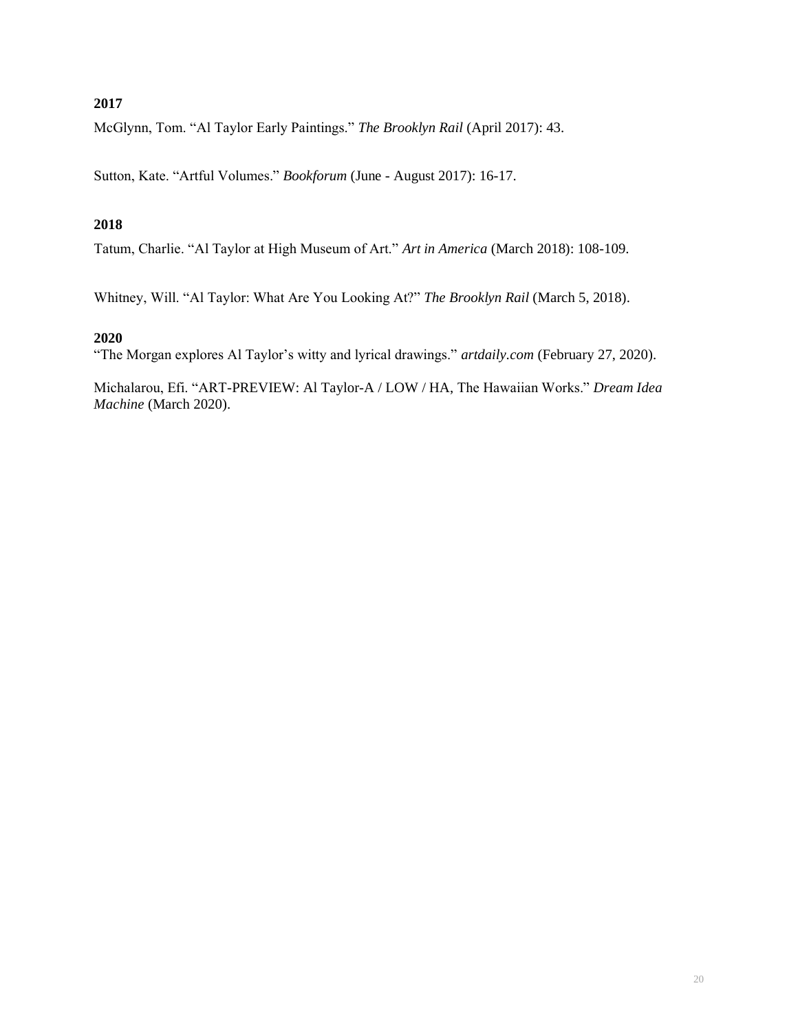**2017**

McGlynn, Tom. "Al Taylor Early Paintings." *The Brooklyn Rail* (April 2017): 43.

Sutton, Kate. "Artful Volumes." *Bookforum* (June - August 2017): 16-17.

**2018**

Tatum, Charlie. "Al Taylor at High Museum of Art." *Art in America* (March 2018): 108-109.

Whitney, Will. "Al Taylor: What Are You Looking At?" *The Brooklyn Rail* (March 5, 2018).

**2020**

"The Morgan explores Al Taylor's witty and lyrical drawings." *artdaily.com* (February 27, 2020).

Michalarou, Efi. "ART-PREVIEW: Al Taylor-A / LOW / HA, The Hawaiian Works." *Dream Idea Machine* (March 2020).